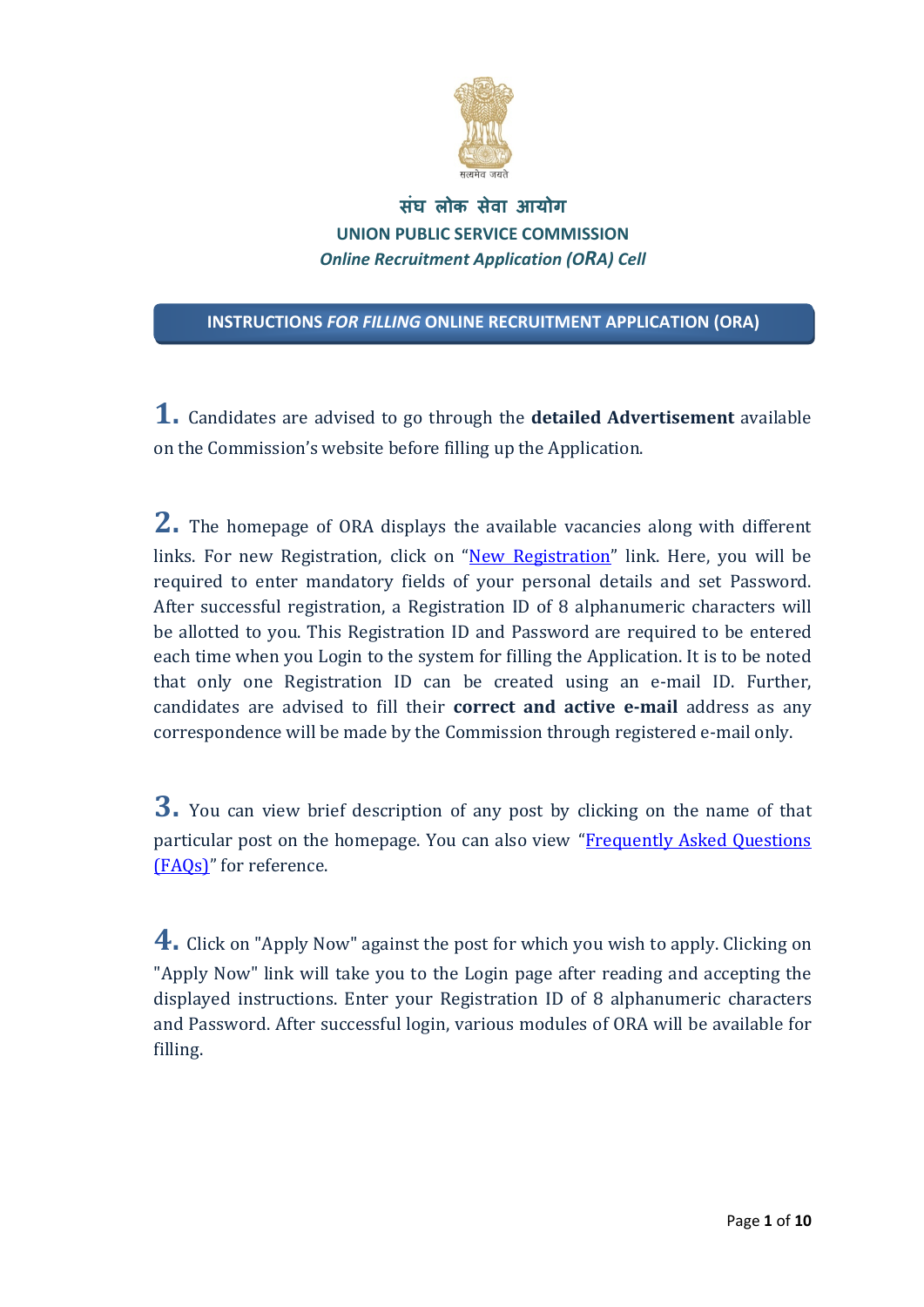सत्यमेव जयते

# संघ लोक सेवा आयोग

## UNION PUBLIC SERVICE COMMISSION

*Online Recruitment Application (ORA) Cell*

### INSTRUCTIONS *FOR FILLING* ONLINE RECRUITMENT APPLICATION (ORA)

**1.** Candidates are advised to go through the **detailed Advertisement** available on the Commission's website before filling up the Application.

**2.** The homepage of ORA displays the available vacancies along with different links. For new Registration, click on "New Registration" link. Here, you will be required to enter mandatory fields of your personal details and set Password. After successful registration, a Registration ID of 8 alphanumeric characters will be allotted to you. This Registration ID and Password are required to be entered each time when you Login to the system for filling the Application. It is to be noted that only one Registration ID can be created using an e-mail ID. Further, candidates are advised to fill their **correct and active e-mail** address as any correspondence will be made by the Commission through registered e-mail only.

**3.** You can view brief description of any post by clicking on the name of that particular post on the homepage. You can also view "Frequently Asked Questions (FAQs)" for reference.

**4.** Click on "Apply Now" against the post for which you wish to apply. Clicking on "Apply Now" link will take you to the Login page after reading and accepting the displayed instructions. Enter your Registration ID of 8 alphanumeric characters and Password. After successful login, various modules of ORA will be available for filling.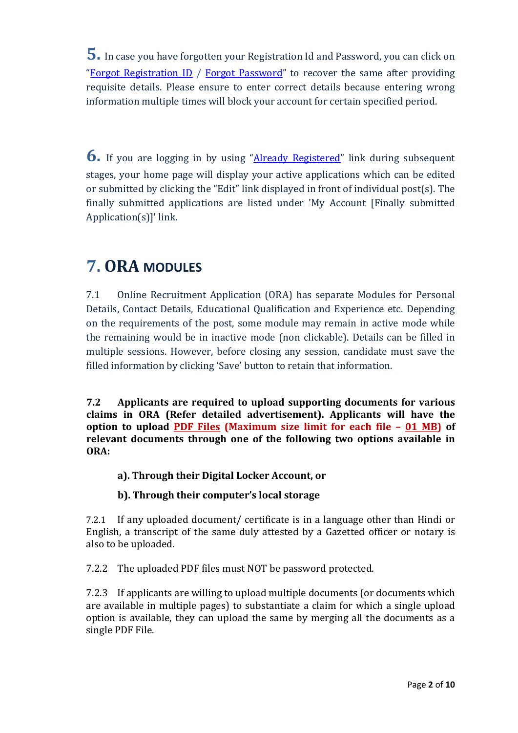**5.** In case you have forgotten your Registration Id and Password, you can click on "Forgot Registration ID / Forgot Password" to recover the same after providing requisite details. Please ensure to enter correct details because entering wrong information multiple times will block your account for certain specified period.

**6.** If you are logging in by using "Already Registered" link during subsequent stages, your home page will display your active applications which can be edited or submitted by clicking the "Edit" link displayed in front of individual post(s). The finally submitted applications are listed under 'My Account [Finally submitted Application(s)]' link.

## 7. ORA MODULES

7.1 Online Recruitment Application (ORA) has separate Modules for Personal Details, Contact Details, Educational Qualification and Experience etc. Depending on the requirements of the post, some module may remain in active mode while the remaining would be in inactive mode (non clickable). Details can be filled in multiple sessions. However, before closing any session, candidate must save the filled information by clicking 'Save' button to retain that information.

**7.2 Applicants are required to upload supporting documents for various claims in ORA (Refer detailed advertisement). Applicants will have the option to upload PDF Files (Maximum size limit for each file – 01 MB) of relevant documents through one of the following two options available in ORA:**

**a). Through their Digital Locker Account, or**

**b). Through their computer's local storage**

7.2.1 If any uploaded document/ certificate is in a language other than Hindi or English, a transcript of the same duly attested by a Gazetted officer or notary is also to be uploaded.

7.2.2 The uploaded PDF files must NOT be password protected.

7.2.3 If applicants are willing to upload multiple documents (or documents which are available in multiple pages) to substantiate a claim for which a single upload option is available, they can upload the same by merging all the documents as a single PDF File.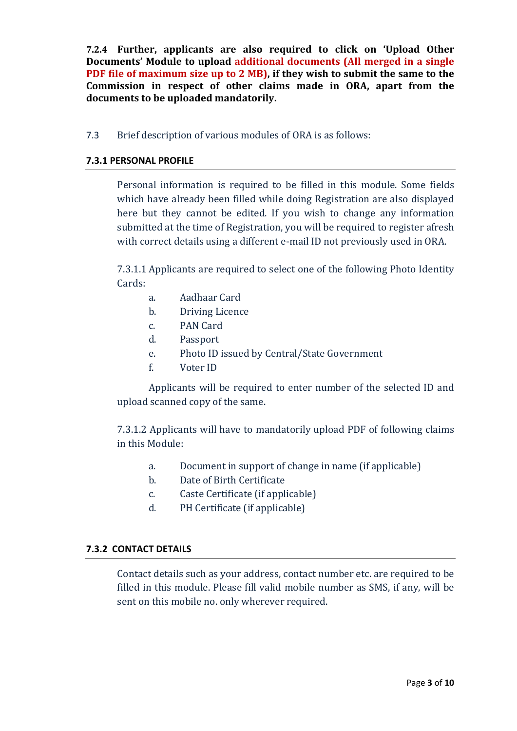**7.2.4 Further, applicants are also required to click on 'Upload Other Documents' Module to upload additional documents (All merged in a single PDF file of maximum size up to 2 MB), if they wish to submit the same to the Commission in respect of other claims made in ORA, apart from the documents to be uploaded mandatorily.**

7.3 Brief description of various modules of ORA is as follows:

### 7.3.1 PERSONAL PROFILE

Personal information is required to be filled in this module. Some fields which have already been filled while doing Registration are also displayed here but they cannot be edited. If you wish to change any information submitted at the time of Registration, you will be required to register afresh with correct details using a different e-mail ID not previously used in ORA.

7.3.1.1 Applicants are required to select one of the following Photo Identity Cards:

a. Aadhaar Card
b. Driving Licence
c. PAN Card
d. Passport
e. Photo ID issued by Central/State Government
f. Voter ID

Applicants will be required to enter number of the selected ID and upload scanned copy of the same.

7.3.1.2 Applicants will have to mandatorily upload PDF of following claims in this Module:

a. Document in support of change in name (if applicable)
b. Date of Birth Certificate
c. Caste Certificate (if applicable)
d. PH Certificate (if applicable)

### 7.3.2 CONTACT DETAILS

Contact details such as your address, contact number etc. are required to be filled in this module. Please fill valid mobile number as SMS, if any, will be sent on this mobile no. only wherever required.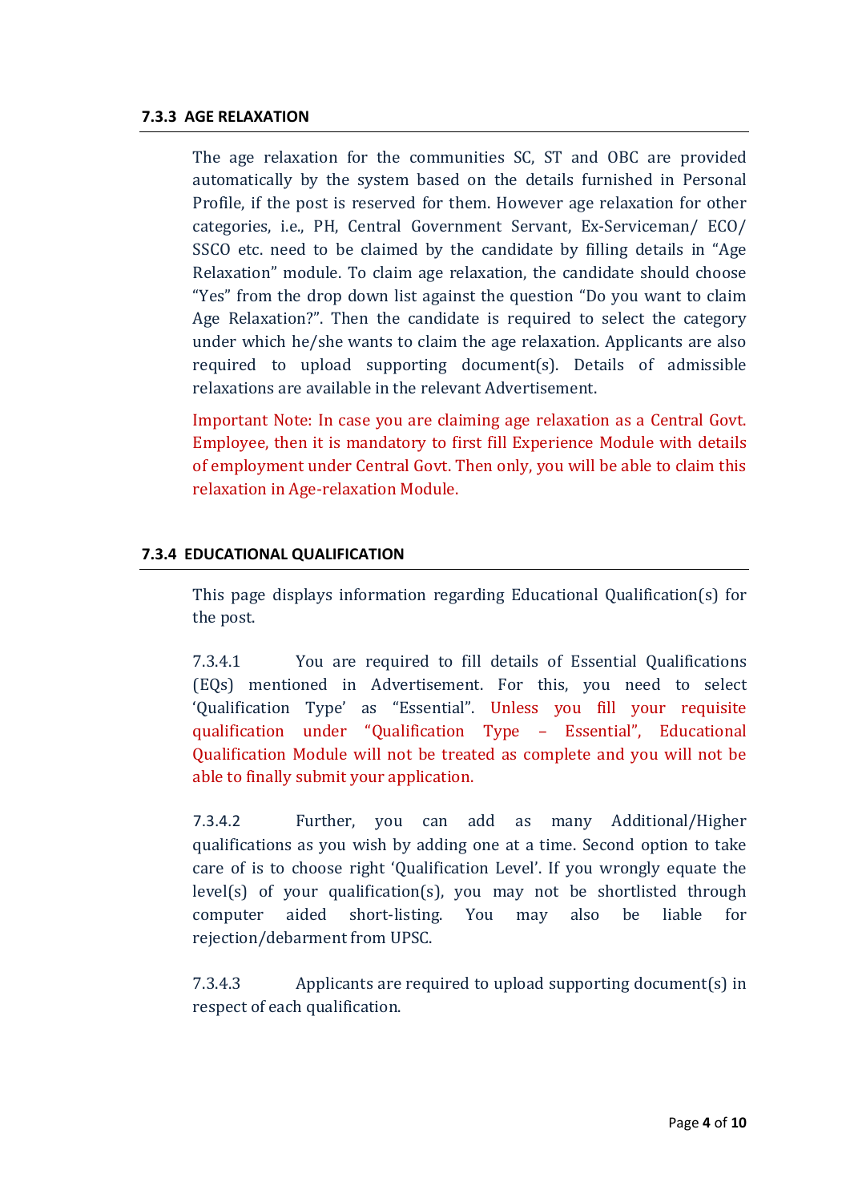### 7.3.3 AGE RELAXATION

The age relaxation for the communities SC, ST and OBC are provided automatically by the system based on the details furnished in Personal Profile, if the post is reserved for them. However age relaxation for other categories, i.e., PH, Central Government Servant, Ex-Serviceman/ ECO/ SSCO etc. need to be claimed by the candidate by filling details in "Age Relaxation" module. To claim age relaxation, the candidate should choose "Yes" from the drop down list against the question "Do you want to claim Age Relaxation?". Then the candidate is required to select the category under which he/she wants to claim the age relaxation. Applicants are also required to upload supporting document(s). Details of admissible relaxations are available in the relevant Advertisement.

Important Note: In case you are claiming age relaxation as a Central Govt. Employee, then it is mandatory to first fill Experience Module with details of employment under Central Govt. Then only, you will be able to claim this relaxation in Age-relaxation Module.

### 7.3.4 EDUCATIONAL QUALIFICATION

This page displays information regarding Educational Qualification(s) for the post.

7.3.4.1 You are required to fill details of Essential Qualifications (EQs) mentioned in Advertisement. For this, you need to select 'Qualification Type' as "Essential". Unless you fill your requisite qualification under "Qualification Type – Essential", Educational Qualification Module will not be treated as complete and you will not be able to finally submit your application.

7.3.4.2 Further, you can add as many Additional/Higher qualifications as you wish by adding one at a time. Second option to take care of is to choose right 'Qualification Level'. If you wrongly equate the level(s) of your qualification(s), you may not be shortlisted through computer aided short-listing. You may also be liable for rejection/debarment from UPSC.

7.3.4.3 Applicants are required to upload supporting document(s) in respect of each qualification.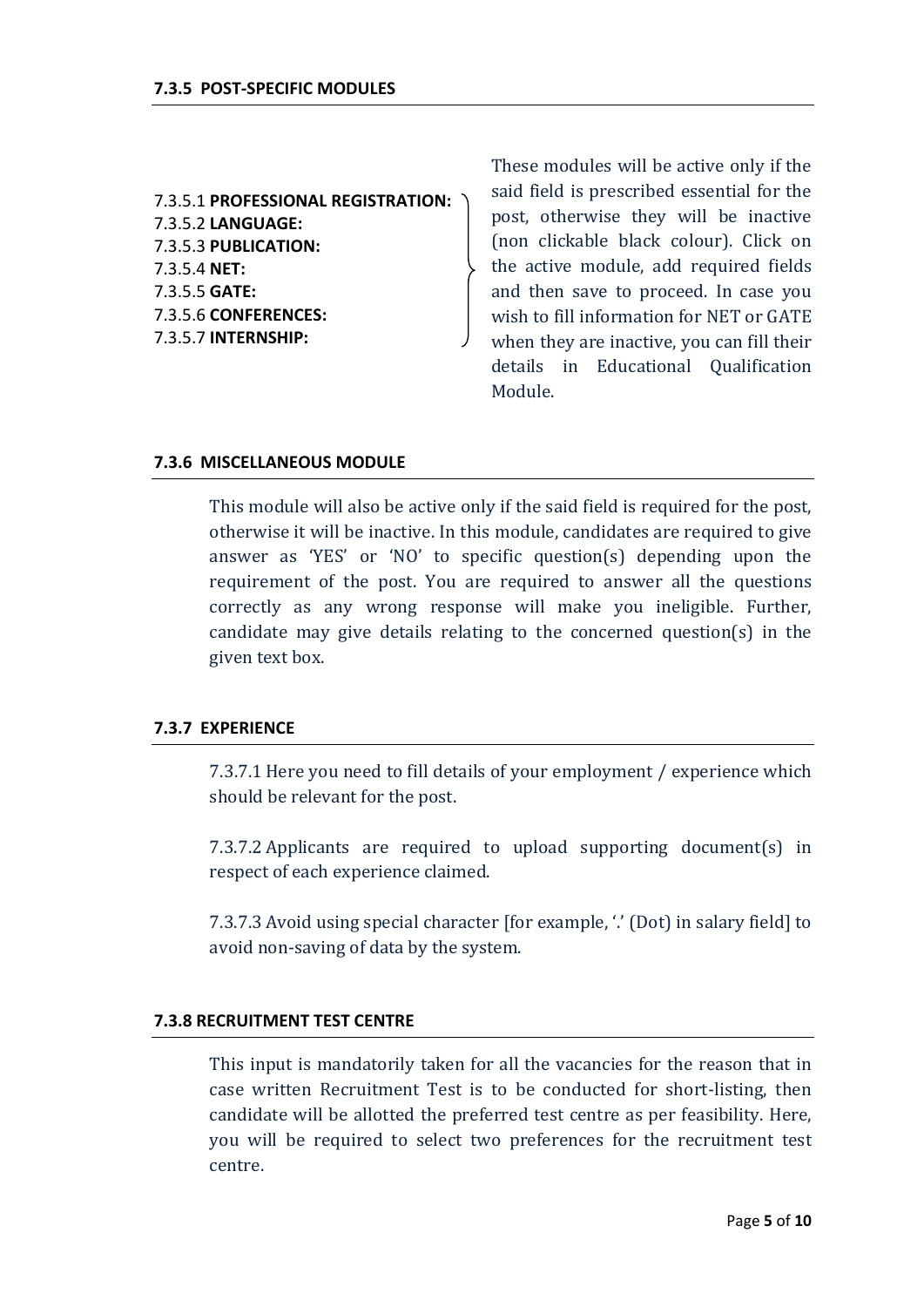#### 7.3.5 POST-SPECIFIC MODULES

7.3.5.1 **PROFESSIONAL REGISTRATION:**
7.3.5.2 **LANGUAGE:**
7.3.5.3 **PUBLICATION:**
7.3.5.4 **NET:**
7.3.5.5 **GATE:**
7.3.5.6 **CONFERENCES:**
7.3.5.7 **INTERNSHIP:**

These modules will be active only if the said field is prescribed essential for the post, otherwise they will be inactive (non clickable black colour). Click on the active module, add required fields and then save to proceed. In case you wish to fill information for NET or GATE when they are inactive, you can fill their details in Educational Qualification Module.

#### 7.3.6 MISCELLANEOUS MODULE

This module will also be active only if the said field is required for the post, otherwise it will be inactive. In this module, candidates are required to give answer as 'YES' or 'NO' to specific question(s) depending upon the requirement of the post. You are required to answer all the questions correctly as any wrong response will make you ineligible. Further, candidate may give details relating to the concerned question(s) in the given text box.

#### 7.3.7 EXPERIENCE

7.3.7.1 Here you need to fill details of your employment / experience which should be relevant for the post.

7.3.7.2 Applicants are required to upload supporting document(s) in respect of each experience claimed.

7.3.7.3 Avoid using special character [for example, '.' (Dot) in salary field] to avoid non-saving of data by the system.

#### 7.3.8 RECRUITMENT TEST CENTRE

This input is mandatorily taken for all the vacancies for the reason that in case written Recruitment Test is to be conducted for short-listing, then candidate will be allotted the preferred test centre as per feasibility. Here, you will be required to select two preferences for the recruitment test centre.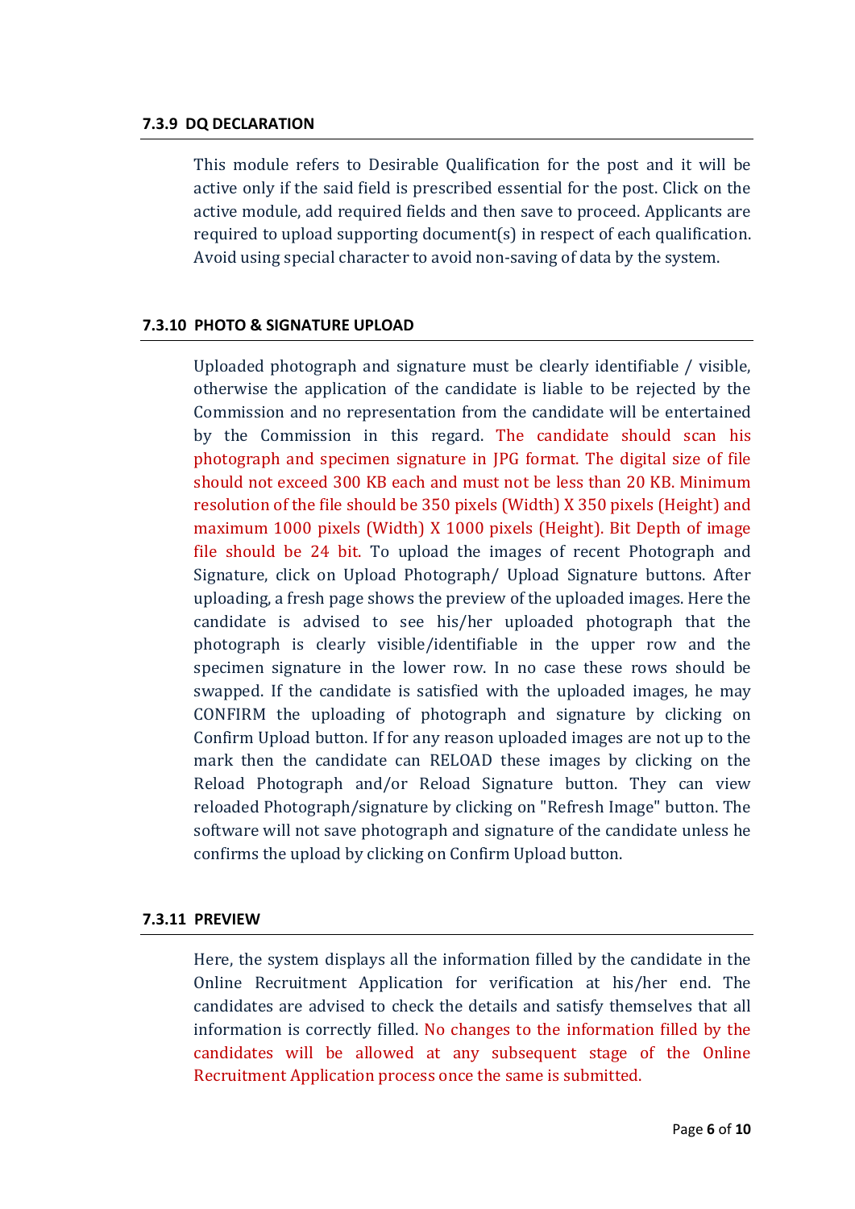#### 7.3.9 DQ DECLARATION

This module refers to Desirable Qualification for the post and it will be active only if the said field is prescribed essential for the post. Click on the active module, add required fields and then save to proceed. Applicants are required to upload supporting document(s) in respect of each qualification. Avoid using special character to avoid non-saving of data by the system.

#### 7.3.10 PHOTO & SIGNATURE UPLOAD

Uploaded photograph and signature must be clearly identifiable / visible, otherwise the application of the candidate is liable to be rejected by the Commission and no representation from the candidate will be entertained by the Commission in this regard. The candidate should scan his photograph and specimen signature in JPG format. The digital size of file should not exceed 300 KB each and must not be less than 20 KB. Minimum resolution of the file should be 350 pixels (Width) X 350 pixels (Height) and maximum 1000 pixels (Width) X 1000 pixels (Height). Bit Depth of image file should be 24 bit. To upload the images of recent Photograph and Signature, click on Upload Photograph/ Upload Signature buttons. After uploading, a fresh page shows the preview of the uploaded images. Here the candidate is advised to see his/her uploaded photograph that the photograph is clearly visible/identifiable in the upper row and the specimen signature in the lower row. In no case these rows should be swapped. If the candidate is satisfied with the uploaded images, he may CONFIRM the uploading of photograph and signature by clicking on Confirm Upload button. If for any reason uploaded images are not up to the mark then the candidate can RELOAD these images by clicking on the Reload Photograph and/or Reload Signature button. They can view reloaded Photograph/signature by clicking on "Refresh Image" button. The software will not save photograph and signature of the candidate unless he confirms the upload by clicking on Confirm Upload button.

#### 7.3.11 PREVIEW

Here, the system displays all the information filled by the candidate in the Online Recruitment Application for verification at his/her end. The candidates are advised to check the details and satisfy themselves that all information is correctly filled. No changes to the information filled by the candidates will be allowed at any subsequent stage of the Online Recruitment Application process once the same is submitted.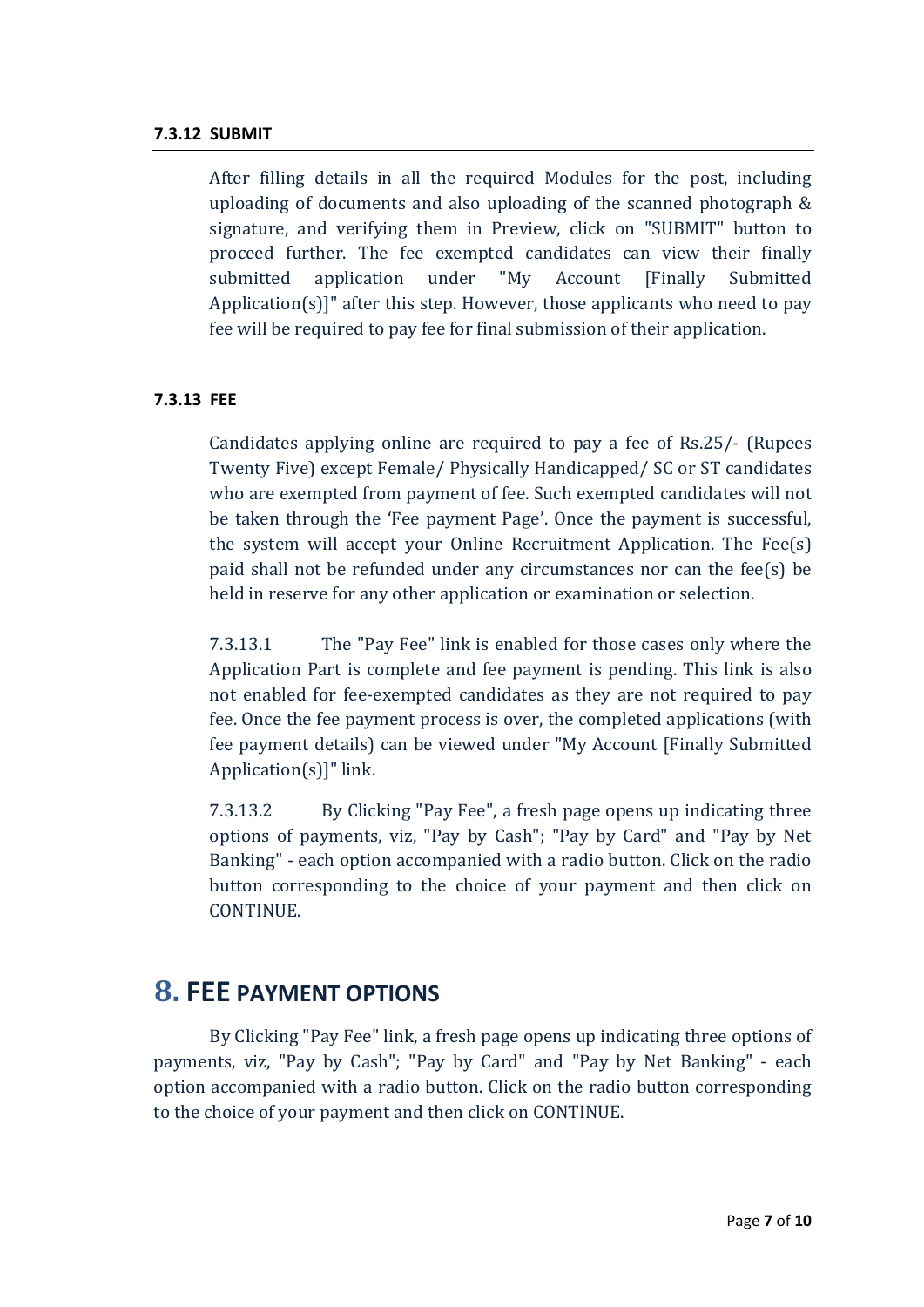#### 7.3.12 SUBMIT

After filling details in all the required Modules for the post, including uploading of documents and also uploading of the scanned photograph & signature, and verifying them in Preview, click on "SUBMIT" button to proceed further. The fee exempted candidates can view their finally submitted application under "My Account [Finally Submitted Application(s)]" after this step. However, those applicants who need to pay fee will be required to pay fee for final submission of their application.

#### 7.3.13 FEE

Candidates applying online are required to pay a fee of Rs.25/- (Rupees Twenty Five) except Female/ Physically Handicapped/ SC or ST candidates who are exempted from payment of fee. Such exempted candidates will not be taken through the 'Fee payment Page'. Once the payment is successful, the system will accept your Online Recruitment Application. The Fee(s) paid shall not be refunded under any circumstances nor can the fee(s) be held in reserve for any other application or examination or selection.

7.3.13.1 The "Pay Fee" link is enabled for those cases only where the Application Part is complete and fee payment is pending. This link is also not enabled for fee-exempted candidates as they are not required to pay fee. Once the fee payment process is over, the completed applications (with fee payment details) can be viewed under "My Account [Finally Submitted Application(s)]" link.

7.3.13.2 By Clicking "Pay Fee", a fresh page opens up indicating three options of payments, viz, "Pay by Cash"; "Pay by Card" and "Pay by Net Banking" - each option accompanied with a radio button. Click on the radio button corresponding to the choice of your payment and then click on CONTINUE.

# 8. FEE PAYMENT OPTIONS

By Clicking "Pay Fee" link, a fresh page opens up indicating three options of payments, viz, "Pay by Cash"; "Pay by Card" and "Pay by Net Banking" - each option accompanied with a radio button. Click on the radio button corresponding to the choice of your payment and then click on CONTINUE.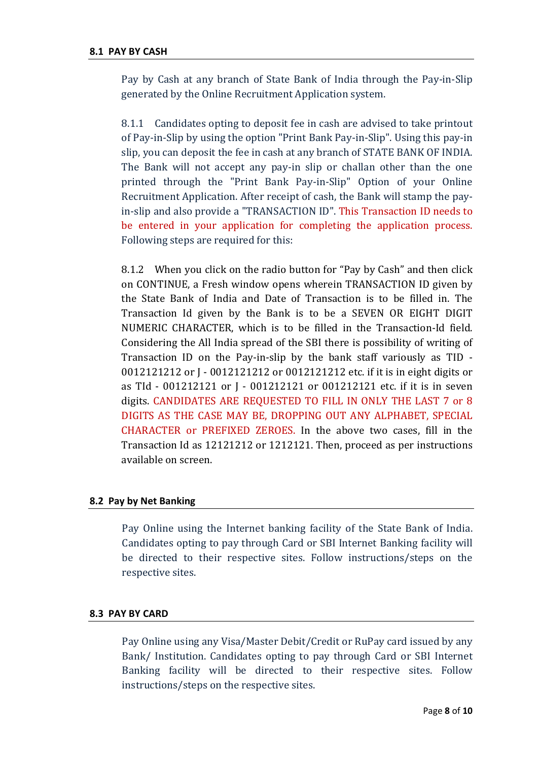### 8.1 PAY BY CASH

Pay by Cash at any branch of State Bank of India through the Pay-in-Slip generated by the Online Recruitment Application system.

8.1.1 Candidates opting to deposit fee in cash are advised to take printout of Pay-in-Slip by using the option "Print Bank Pay-in-Slip". Using this pay-in slip, you can deposit the fee in cash at any branch of STATE BANK OF INDIA. The Bank will not accept any pay-in slip or challan other than the one printed through the "Print Bank Pay-in-Slip" Option of your Online Recruitment Application. After receipt of cash, the Bank will stamp the pay-in-slip and also provide a "TRANSACTION ID". This Transaction ID needs to be entered in your application for completing the application process. Following steps are required for this:

8.1.2 When you click on the radio button for "Pay by Cash" and then click on CONTINUE, a Fresh window opens wherein TRANSACTION ID given by the State Bank of India and Date of Transaction is to be filled in. The Transaction Id given by the Bank is to be a SEVEN OR EIGHT DIGIT NUMERIC CHARACTER, which is to be filled in the Transaction-Id field. Considering the All India spread of the SBI there is possibility of writing of Transaction ID on the Pay-in-slip by the bank staff variously as TID - 0012121212 or J - 0012121212 or 0012121212 etc. if it is in eight digits or as TId - 001212121 or J - 001212121 or 001212121 etc. if it is in seven digits. CANDIDATES ARE REQUESTED TO FILL IN ONLY THE LAST 7 or 8 DIGITS AS THE CASE MAY BE, DROPPING OUT ANY ALPHABET, SPECIAL CHARACTER or PREFIXED ZEROES. In the above two cases, fill in the Transaction Id as 12121212 or 1212121. Then, proceed as per instructions available on screen.

### 8.2 Pay by Net Banking

Pay Online using the Internet banking facility of the State Bank of India. Candidates opting to pay through Card or SBI Internet Banking facility will be directed to their respective sites. Follow instructions/steps on the respective sites.

### 8.3 PAY BY CARD

Pay Online using any Visa/Master Debit/Credit or RuPay card issued by any Bank/ Institution. Candidates opting to pay through Card or SBI Internet Banking facility will be directed to their respective sites. Follow instructions/steps on the respective sites.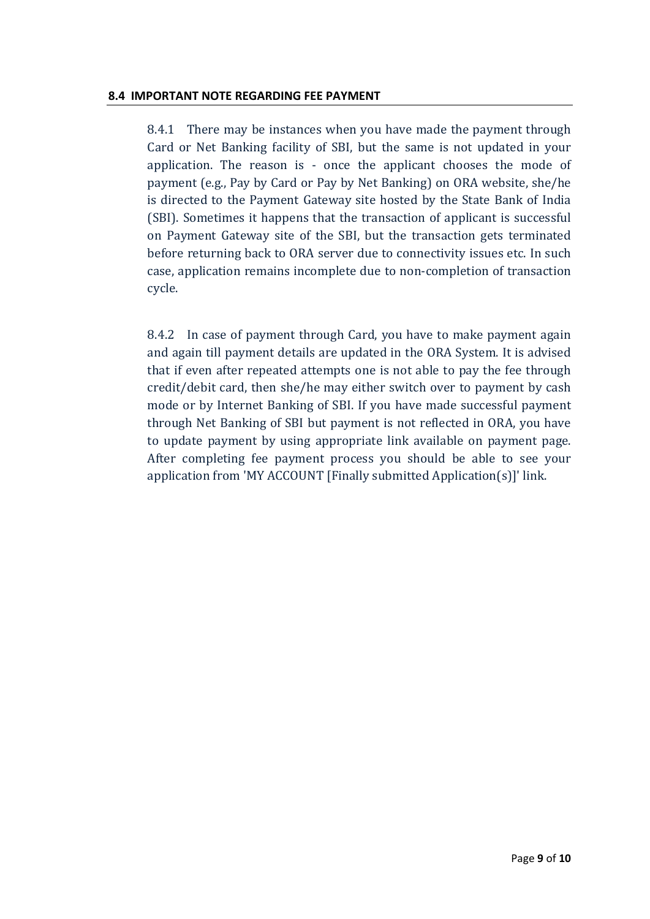#### 8.4 IMPORTANT NOTE REGARDING FEE PAYMENT

8.4.1 There may be instances when you have made the payment through Card or Net Banking facility of SBI, but the same is not updated in your application. The reason is - once the applicant chooses the mode of payment (e.g., Pay by Card or Pay by Net Banking) on ORA website, she/he is directed to the Payment Gateway site hosted by the State Bank of India (SBI). Sometimes it happens that the transaction of applicant is successful on Payment Gateway site of the SBI, but the transaction gets terminated before returning back to ORA server due to connectivity issues etc. In such case, application remains incomplete due to non-completion of transaction cycle.

8.4.2 In case of payment through Card, you have to make payment again and again till payment details are updated in the ORA System. It is advised that if even after repeated attempts one is not able to pay the fee through credit/debit card, then she/he may either switch over to payment by cash mode or by Internet Banking of SBI. If you have made successful payment through Net Banking of SBI but payment is not reflected in ORA, you have to update payment by using appropriate link available on payment page. After completing fee payment process you should be able to see your application from 'MY ACCOUNT [Finally submitted Application(s)]' link.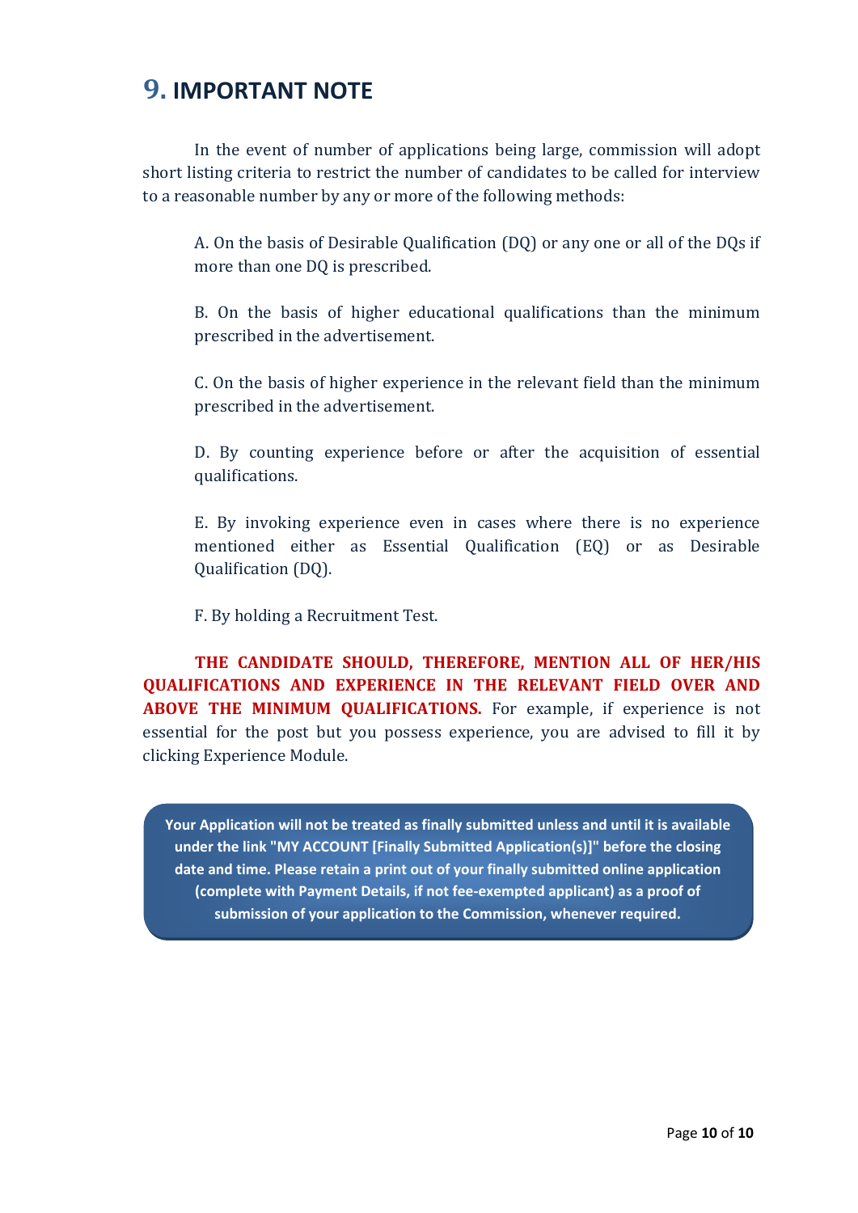## 9. IMPORTANT NOTE

In the event of number of applications being large, commission will adopt short listing criteria to restrict the number of candidates to be called for interview to a reasonable number by any or more of the following methods:

A. On the basis of Desirable Qualification (DQ) or any one or all of the DQs if more than one DQ is prescribed.

B. On the basis of higher educational qualifications than the minimum prescribed in the advertisement.

C. On the basis of higher experience in the relevant field than the minimum prescribed in the advertisement.

D. By counting experience before or after the acquisition of essential qualifications.

E. By invoking experience even in cases where there is no experience mentioned either as Essential Qualification (EQ) or as Desirable Qualification (DQ).

F. By holding a Recruitment Test.

**THE CANDIDATE SHOULD, THEREFORE, MENTION ALL OF HER/HIS QUALIFICATIONS AND EXPERIENCE IN THE RELEVANT FIELD OVER AND ABOVE THE MINIMUM QUALIFICATIONS.** For example, if experience is not essential for the post but you possess experience, you are advised to fill it by clicking Experience Module.

**Your Application will not be treated as finally submitted unless and until it is available under the link "MY ACCOUNT [Finally Submitted Application(s)]" before the closing date and time. Please retain a print out of your finally submitted online application (complete with Payment Details, if not fee-exempted applicant) as a proof of submission of your application to the Commission, whenever required.**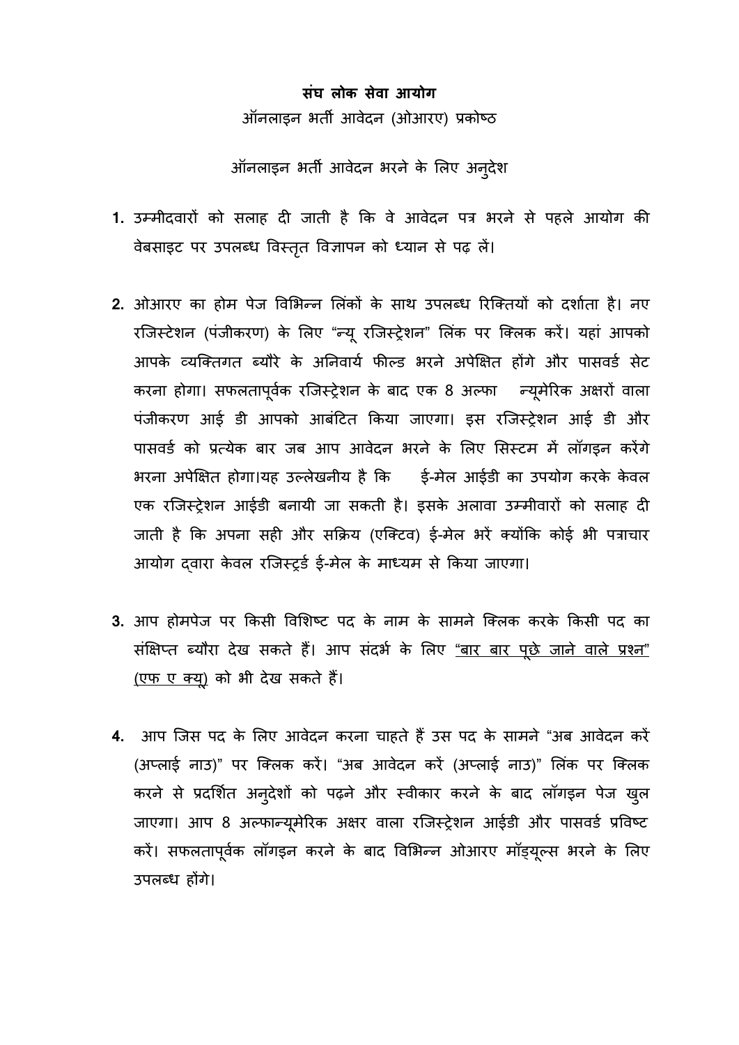**संघ लोक सेवा आयोग**

ऑनलाइन भर्ती आवेदन (ओआरए) प्रकोष्ठ

ऑनलाइन भर्ती आवेदन भरने के लिए अनुदेश

1. उम्मीदवारों को सलाह दी जाती है कि वे आवेदन पत्र भरने से पहले आयोग की वेबसाइट पर उपलब्ध विस्तृत विज्ञापन को ध्यान से पढ़ लें।

2. ओआरए का होम पेज विभिन्न लिंकों के साथ उपलब्ध रिक्तियों को दर्शाता है। नए रजिस्टेशन (पंजीकरण) के लिए "न्यू रजिस्ट्रेशन" लिंक पर क्लिक करें। यहां आपको आपके व्यक्तिगत ब्यौरे के अनिवार्य फील्ड भरने अपेक्षित होंगे और पासवर्ड सेट करना होगा। सफलतापूर्वक रजिस्ट्रेशन के बाद एक 8 अल्फा न्यूमेरिक अक्षरों वाला पंजीकरण आई डी आपको आबंटित किया जाएगा। इस रजिस्ट्रेशन आई डी और पासवर्ड को प्रत्येक बार जब आप आवेदन भरने के लिए सिस्टम में लॉगइन करेंगे भरना अपेक्षित होगा।यह उल्लेखनीय है कि ई-मेल आईडी का उपयोग करके केवल एक रजिस्ट्रेशन आईडी बनायी जा सकती है। इसके अलावा उम्मीवारों को सलाह दी जाती है कि अपना सही और सक्रिय (एक्टिव) ई-मेल भरें क्योंकि कोई भी पत्राचार आयोग द्वारा केवल रजिस्ट्र्ड ई-मेल के माध्यम से किया जाएगा।

3. आप होमपेज पर किसी विशिष्ट पद के नाम के सामने क्लिक करके किसी पद का संक्षिप्त ब्यौरा देख सकते हैं। आप संदर्भ के लिए "बार बार पूछे जाने वाले प्रश्न" (एफ ए क्यू) को भी देख सकते हैं।

4. आप जिस पद के लिए आवेदन करना चाहते हैं उस पद के सामने "अब आवेदन करें (अप्लाई नाउ)" पर क्लिक करें। "अब आवेदन करें (अप्लाई नाउ)" लिंक पर क्लिक करने से प्रदर्शित अनुदेशों को पढ़ने और स्वीकार करने के बाद लॉगइन पेज खुल जाएगा। आप 8 अल्फान्यूमेरिक अक्षर वाला रजिस्ट्रेशन आईडी और पासवर्ड प्रविष्ट करें। सफलतापूर्वक लॉगइन करने के बाद विभिन्न ओआरए मॉड्यूल्स भरने के लिए उपलब्ध होंगे।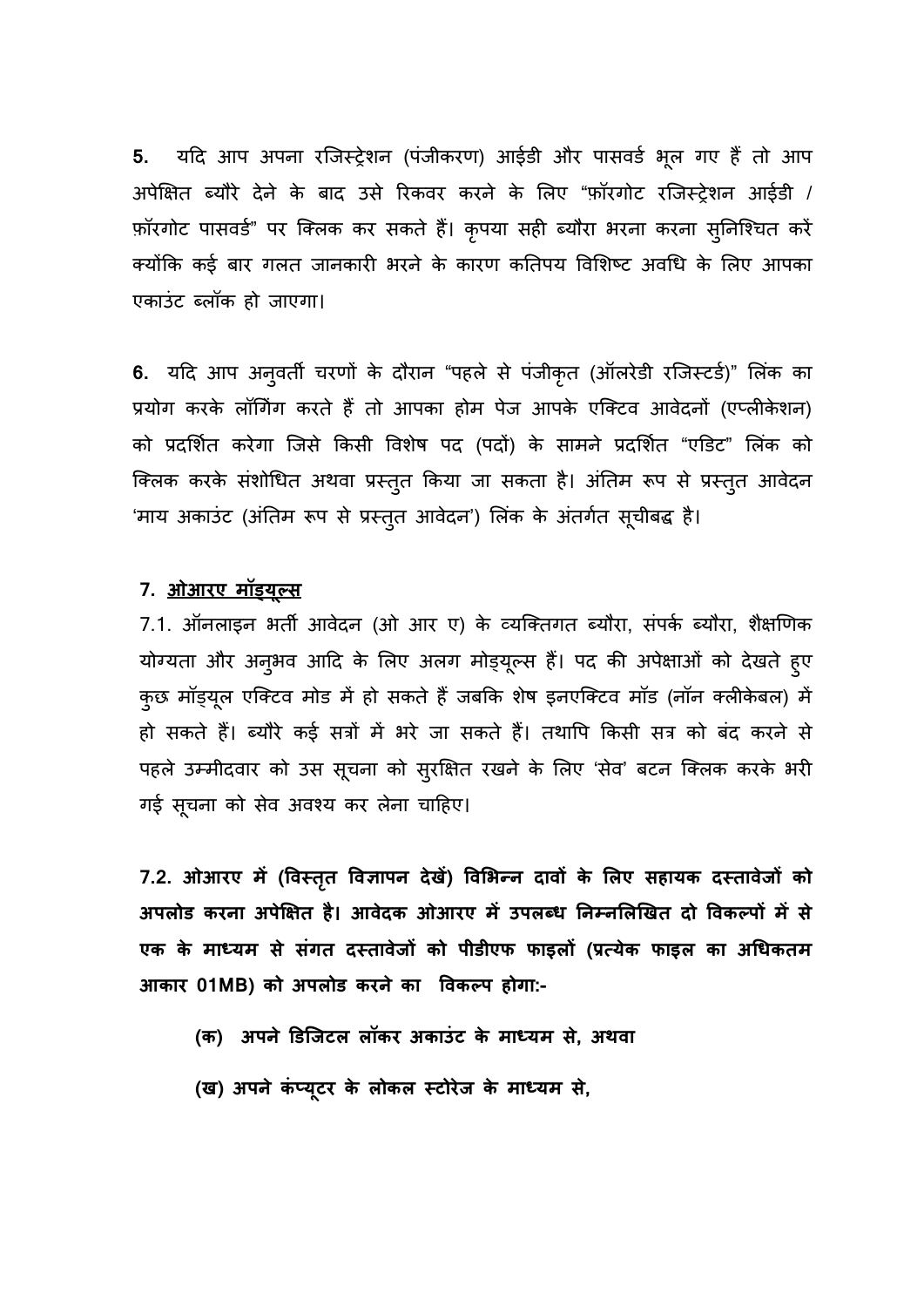**5.** यदि आप अपना रजिस्ट्रेशन (पंजीकरण) आईडी और पासवर्ड भूल गए हैं तो आप अपेक्षित ब्यौरे देने के बाद उसे रिकवर करने के लिए "फ़ॉरगोट रजिस्ट्रेशन आईडी / फ़ॉरगोट पासवर्ड" पर क्लिक कर सकते हैं। कृपया सही ब्यौरा भरना करना सुनिश्चित करें क्योंकि कई बार गलत जानकारी भरने के कारण कतिपय विशिष्ट अवधि के लिए आपका एकाउंट ब्लॉक हो जाएगा।

**6.** यदि आप अनुवर्ती चरणों के दौरान "पहले से पंजीकृत (ऑलरेडी रजिस्टर्ड)" लिंक का प्रयोग करके लॉगिंग करते हैं तो आपका होम पेज आपके एक्टिव आवेदनों (एप्लीकेशन) को प्रदर्शित करेगा जिसे किसी विशेष पद (पदों) के सामने प्रदर्शित "एडिट" लिंक को क्लिक करके संशोधित अथवा प्रस्तुत किया जा सकता है। अंतिम रूप से प्रस्तुत आवेदन 'माय अकाउंट (अंतिम रूप से प्रस्तुत आवेदन') लिंक के अंतर्गत सूचीबद्ध है।

**7. ओआरए मॉड्यूल्स**

7.1. ऑनलाइन भर्ती आवेदन (ओ आर ए) के व्यक्तिगत ब्यौरा, संपर्क ब्यौरा, शैक्षणिक योग्यता और अनुभव आदि के लिए अलग मोड्यूल्स हैं। पद की अपेक्षाओं को देखते हुए कुछ मॉड्यूल एक्टिव मोड में हो सकते हैं जबकि शेष इनएक्टिव मॉड (नॉन क्लीकेबल) में हो सकते हैं। ब्यौरे कई सत्रों में भरे जा सकते हैं। तथापि किसी सत्र को बंद करने से पहले उम्मीदवार को उस सूचना को सुरक्षित रखने के लिए 'सेव' बटन क्लिक करके भरी गई सूचना को सेव अवश्य कर लेना चाहिए।

**7.2. ओआरए में (विस्तृत विज्ञापन देखें) विभिन्न दावों के लिए सहायक दस्तावेजों को अपलोड करना अपेक्षित है। आवेदक ओआरए में उपलब्ध निम्नलिखित दो विकल्पों में से एक के माध्यम से संगत दस्तावेजों को पीडीएफ फाइलों (प्रत्येक फाइल का अधिकतम आकार 01MB) को अपलोड करने का विकल्प होगा:-**

**(क) अपने डिजिटल लॉकर अकाउंट के माध्यम से, अथवा**

**(ख) अपने कंप्यूटर के लोकल स्टोरेज के माध्यम से,**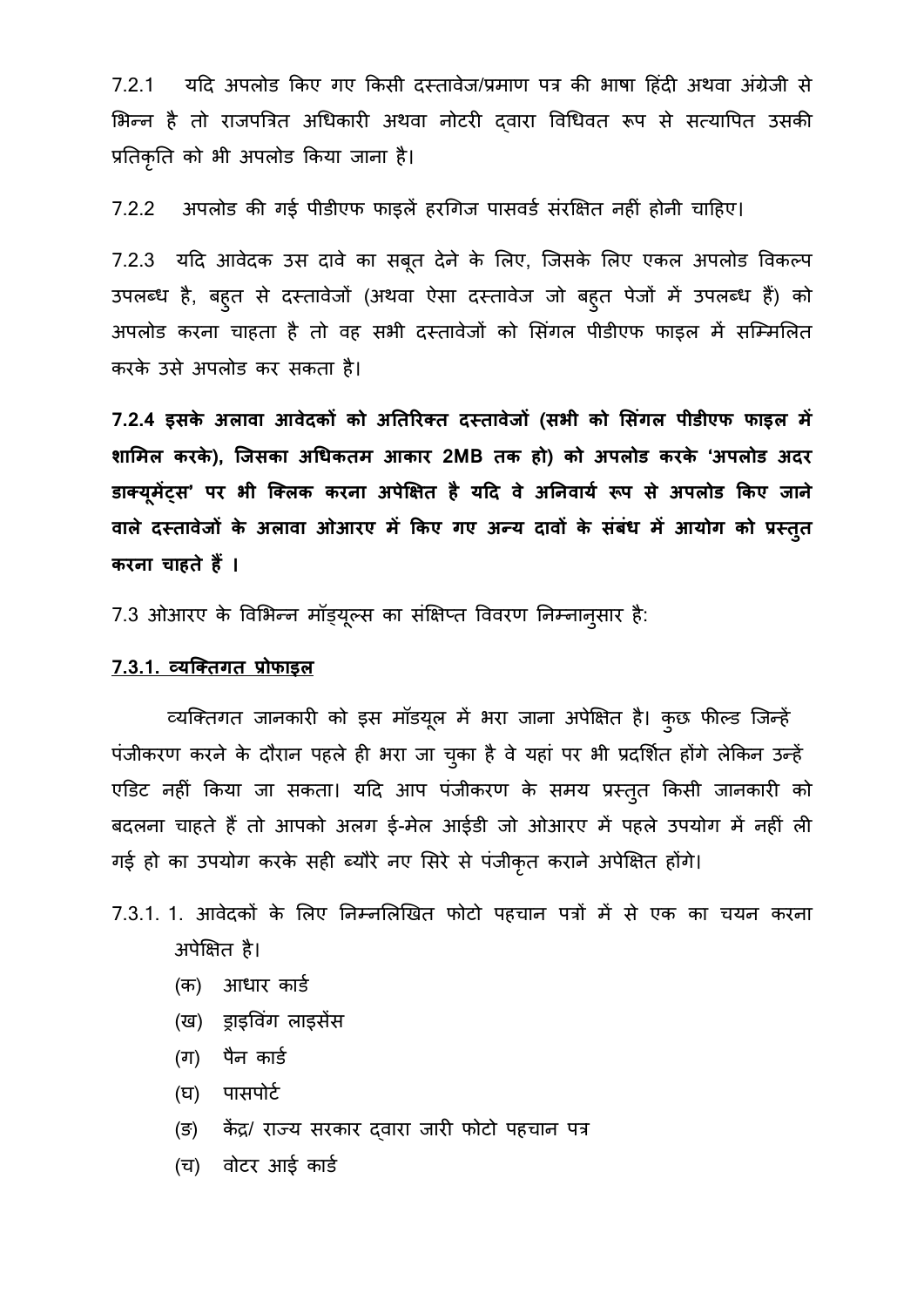7.2.1 यदि अपलोड किए गए किसी दस्तावेज/प्रमाण पत्र की भाषा हिंदी अथवा अंग्रेजी से भिन्न है तो राजपत्रित अधिकारी अथवा नोटरी द्वारा विधिवत रूप से सत्यापित उसकी प्रतिकृति को भी अपलोड किया जाना है।

7.2.2 अपलोड की गई पीडीएफ फाइलें हरगिज पासवर्ड संरक्षित नहीं होनी चाहिए।

7.2.3 यदि आवेदक उस दावे का सबूत देने के लिए, जिसके लिए एकल अपलोड विकल्प उपलब्ध है, बहुत से दस्तावेजों (अथवा ऐसा दस्तावेज जो बहुत पेजों में उपलब्ध हैं) को अपलोड करना चाहता है तो वह सभी दस्तावेजों को सिंगल पीडीएफ फाइल में सम्मिलित करके उसे अपलोड कर सकता है।

**7.2.4 इसके अलावा आवेदकों को अतिरिक्त दस्तावेजों (सभी को सिंगल पीडीएफ फाइल में शामिल करके), जिसका अधिकतम आकार 2MB तक हो) को अपलोड करके 'अपलोड अदर डाक्यूमेंट्स' पर भी क्लिक करना अपेक्षित है यदि वे अनिवार्य रूप से अपलोड किए जाने वाले दस्तावेजों के अलावा ओआरए में किए गए अन्य दावों के संबंध में आयोग को प्रस्तुत करना चाहते हैं ।**

7.3 ओआरए के विभिन्न मॉड्यूल्स का संक्षिप्त विवरण निम्नानुसार है:

**7.3.1. व्यक्तिगत प्रोफाइल**

व्यक्तिगत जानकारी को इस मॉड्यूल में भरा जाना अपेक्षित है। कुछ फील्ड जिन्हें पंजीकरण करने के दौरान पहले ही भरा जा चुका है वे यहां पर भी प्रदर्शित होंगे लेकिन उन्हें एडिट नहीं किया जा सकता। यदि आप पंजीकरण के समय प्रस्तुत किसी जानकारी को बदलना चाहते हैं तो आपको अलग ई-मेल आईडी जो ओआरए में पहले उपयोग में नहीं ली गई हो का उपयोग करके सही ब्यौरे नए सिरे से पंजीकृत कराने अपेक्षित होंगे।

7.3.1. 1. आवेदकों के लिए निम्नलिखित फोटो पहचान पत्रों में से एक का चयन करना अपेक्षित है।

- (क) आधार कार्ड
- (ख) ड्राइविंग लाइसेंस
- (ग) पैन कार्ड
- (घ) पासपोर्ट
- (ङ) केंद्र/ राज्य सरकार द्वारा जारी फोटो पहचान पत्र
- (च) वोटर आई कार्ड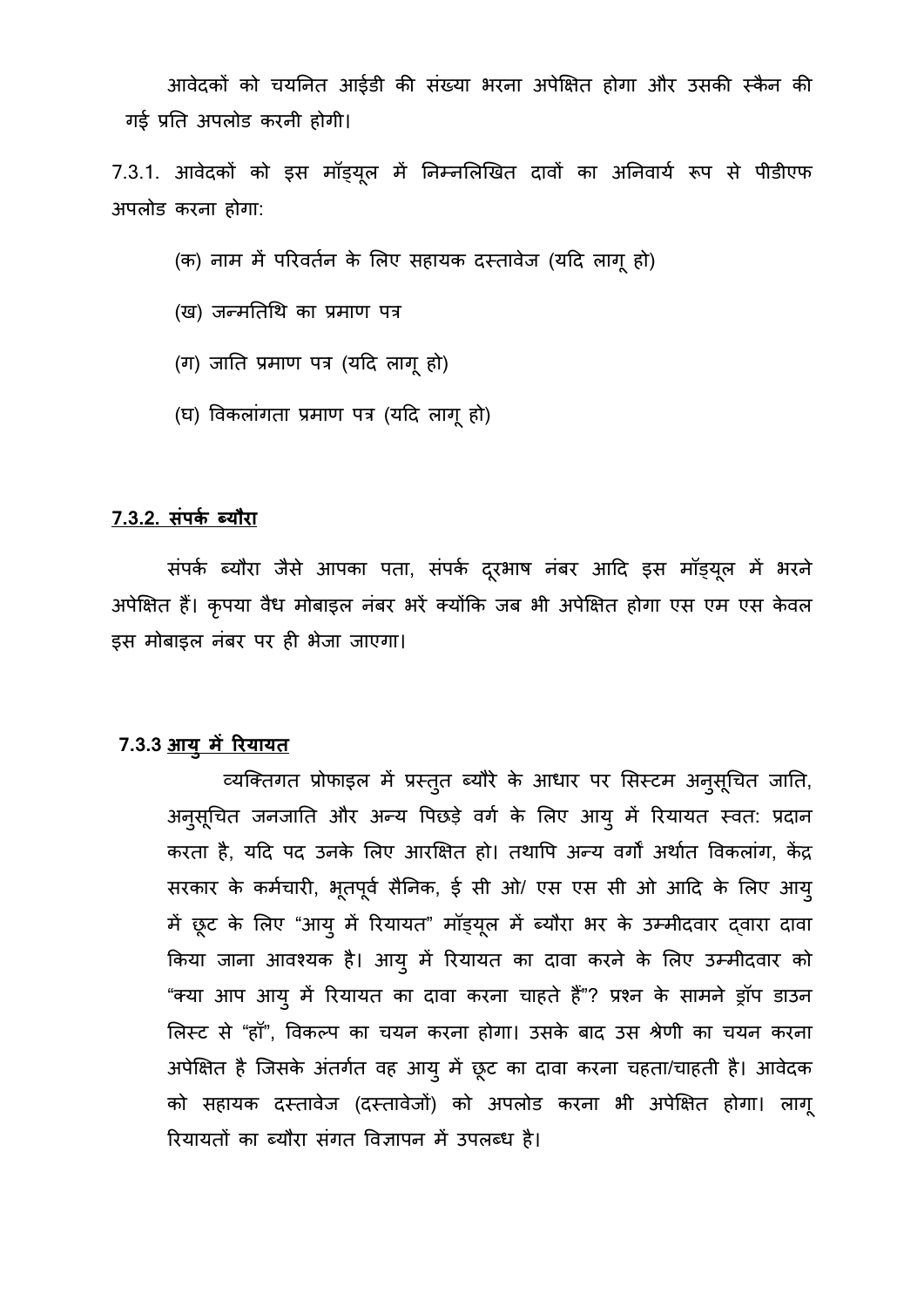आवेदकों को चयनित आईडी की संख्या भरना अपेक्षित होगा और उसकी स्कैन की गई प्रति अपलोड करनी होगी।

7.3.1. आवेदकों को इस मॉड्यूल में निम्नलिखित दावों का अनिवार्य रूप से पीडीएफ अपलोड करना होगा:

(क) नाम में परिवर्तन के लिए सहायक दस्तावेज (यदि लागू हो)

(ख) जन्मतिथि का प्रमाण पत्र

(ग) जाति प्रमाण पत्र (यदि लागू हो)

(घ) विकलांगता प्रमाण पत्र (यदि लागू हो)

**7.3.2. संपर्क ब्यौरा**

संपर्क ब्यौरा जैसे आपका पता, संपर्क दूरभाष नंबर आदि इस मॉड्यूल में भरने अपेक्षित हैं। कृपया वैध मोबाइल नंबर भरें क्योंकि जब भी अपेक्षित होगा एस एम एस केवल इस मोबाइल नंबर पर ही भेजा जाएगा।

**7.3.3 आयु में रियायत**

व्यक्तिगत प्रोफाइल में प्रस्तुत ब्यौरे के आधार पर सिस्टम अनुसूचित जाति, अनुसूचित जनजाति और अन्य पिछड़े वर्ग के लिए आयु में रियायत स्वत: प्रदान करता है, यदि पद उनके लिए आरक्षित हो। तथापि अन्य वर्गों अर्थात विकलांग, केंद्र सरकार के कर्मचारी, भूतपूर्व सैनिक, ई सी ओ/ एस एस सी ओ आदि के लिए आयु में छूट के लिए "आयु में रियायत" मॉड्यूल में ब्यौरा भर के उम्मीदवार द्वारा दावा किया जाना आवश्यक है। आयु में रियायत का दावा करने के लिए उम्मीदवार को "क्या आप आयु में रियायत का दावा करना चाहते हैं"? प्रश्न के सामने ड्रॉप डाउन लिस्ट से "हॉ", विकल्प का चयन करना होगा। उसके बाद उस श्रेणी का चयन करना अपेक्षित है जिसके अंतर्गत वह आयु में छूट का दावा करना चहता/चाहती है। आवेदक को सहायक दस्तावेज (दस्तावेजों) को अपलोड करना भी अपेक्षित होगा। लागू रियायतों का ब्यौरा संगत विज्ञापन में उपलब्ध है।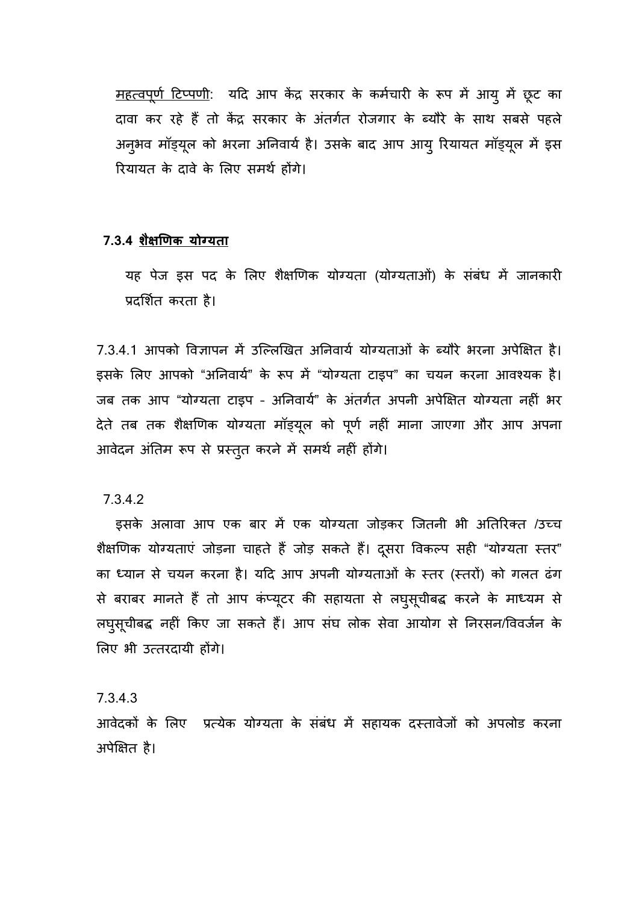<u>महत्वपूर्ण टिप्पणी</u>: यदि आप केंद्र सरकार के कर्मचारी के रूप में आयु में छूट का दावा कर रहे हैं तो केंद्र सरकार के अंतर्गत रोजगार के ब्यौरे के साथ सबसे पहले अनुभव मॉड्यूल को भरना अनिवार्य है। उसके बाद आप आयु रियायत मॉड्यूल में इस रियायत के दावे के लिए समर्थ होंगे।

### 7.3.4 <u>शैक्षणिक योग्यता</u>

यह पेज इस पद के लिए शैक्षणिक योग्यता (योग्यताओं) के संबंध में जानकारी प्रदर्शित करता है।

7.3.4.1 आपको विज्ञापन में उल्लिखित अनिवार्य योग्यताओं के ब्यौरे भरना अपेक्षित है। इसके लिए आपको "अनिवार्य" के रूप में "योग्यता टाइप" का चयन करना आवश्यक है। जब तक आप "योग्यता टाइप - अनिवार्य" के अंतर्गत अपनी अपेक्षित योग्यता नहीं भर देते तब तक शैक्षणिक योग्यता मॉड्यूल को पूर्ण नहीं माना जाएगा और आप अपना आवेदन अंतिम रूप से प्रस्तुत करने में समर्थ नहीं होंगे।

7.3.4.2

इसके अलावा आप एक बार में एक योग्यता जोड़कर जितनी भी अतिरिक्त /उच्च शैक्षणिक योग्यताएं जोड़ना चाहते हैं जोड़ सकते हैं। दूसरा विकल्प सही "योग्यता स्तर" का ध्यान से चयन करना है। यदि आप अपनी योग्यताओं के स्तर (स्तरों) को गलत ढंग से बराबर मानते हैं तो आप कंप्यूटर की सहायता से लघुसूचीबद्ध करने के माध्यम से लघुसूचीबद्ध नहीं किए जा सकते हैं। आप संघ लोक सेवा आयोग से निरसन/विवर्जन के लिए भी उत्तरदायी होंगे।

7.3.4.3

आवेदकों के लिए प्रत्येक योग्यता के संबंध में सहायक दस्तावेजों को अपलोड करना अपेक्षित है।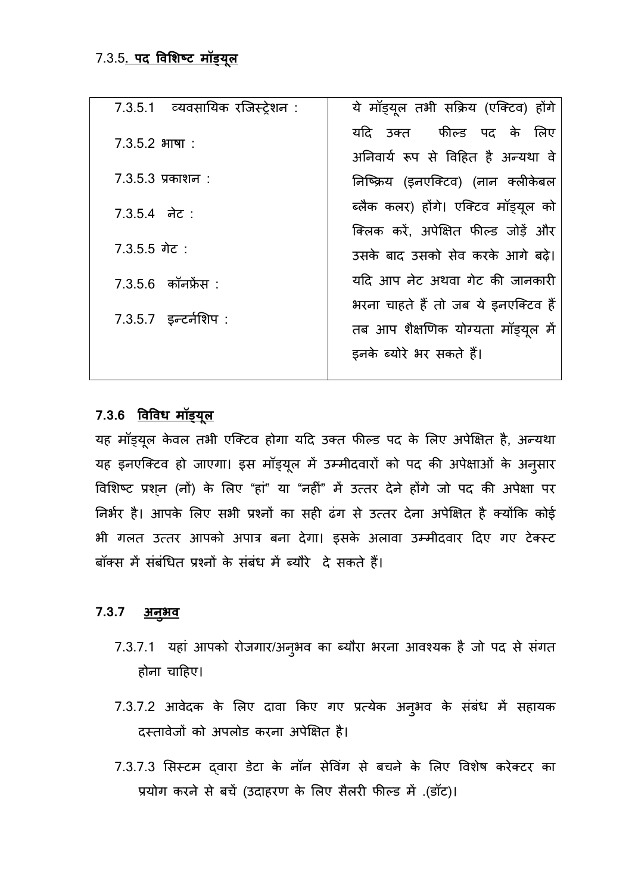### 7.3.5. **पद विशिष्ट मॉड्यूल**

| | |
|---|---|
| 7.3.5.1 व्यवसायिक रजिस्ट्रेशन :<br>7.3.5.2 भाषा :<br>7.3.5.3 प्रकाशन :<br>7.3.5.4 नेट :<br>7.3.5.5 गेट :<br>7.3.5.6 कॉनफ्रेंस :<br>7.3.5.7 इन्टर्नशिप : | ये मॉड्यूल तभी सक्रिय (एक्टिव) होंगे यदि उक्त फील्ड पद के लिए अनिवार्य रूप से विहित है अन्यथा वे निष्क्रिय (इनएक्टिव) (नान क्लीकेबल ब्लैक कलर) होंगे। एक्टिव मॉड्यूल को क्लिक करें, अपेक्षित फील्ड जोड़ें और उसके बाद उसको सेव करके आगे बढ़े। यदि आप नेट अथवा गेट की जानकारी भरना चाहते हैं तो जब ये इनएक्टिव हैं तब आप शैक्षणिक योग्यता मॉड्यूल में इनके ब्योरे भर सकते हैं। |

### 7.3.6 **विविध मॉड्यूल**

यह मॉड्यूल केवल तभी एक्टिव होगा यदि उक्त फील्ड पद के लिए अपेक्षित है, अन्यथा यह इनएक्टिव हो जाएगा। इस मॉड्यूल में उम्मीदवारों को पद की अपेक्षाओं के अनुसार विशिष्ट प्रश्न (नों) के लिए "हां" या "नहीं" में उत्तर देने होंगे जो पद की अपेक्षा पर निर्भर है। आपके लिए सभी प्रश्नों का सही ढंग से उत्तर देना अपेक्षित है क्योंकि कोई भी गलत उत्तर आपको अपात्र बना देगा। इसके अलावा उम्मीदवार दिए गए टेक्स्ट बॉक्स में संबंधित प्रश्नों के संबंध में ब्यौरे दे सकते हैं।

### 7.3.7 **अनुभव**

7.3.7.1 यहां आपको रोजगार/अनुभव का ब्यौरा भरना आवश्यक है जो पद से संगत होना चाहिए।

7.3.7.2 आवेदक के लिए दावा किए गए प्रत्येक अनुभव के संबंध में सहायक दस्तावेजों को अपलोड करना अपेक्षित है।

7.3.7.3 सिस्टम द्वारा डेटा के नॉन सेविंग से बचने के लिए विशेष करेक्टर का प्रयोग करने से बचें (उदाहरण के लिए सैलरी फील्ड में .(डॉट)।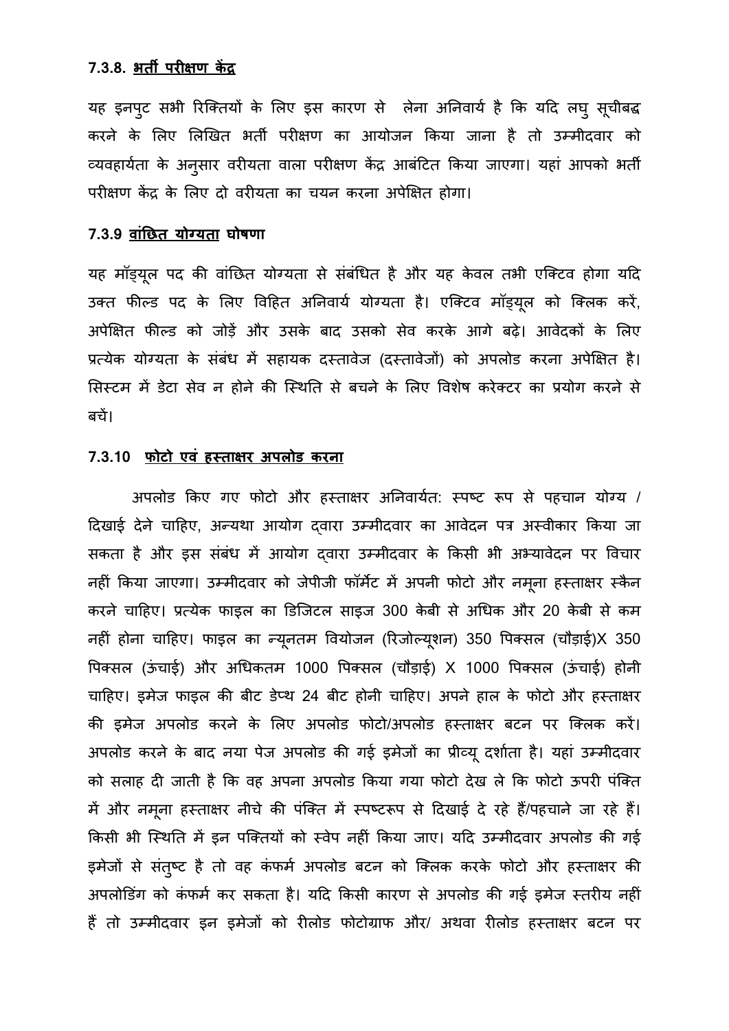### 7.3.8. भर्ती परीक्षण केंद्र

यह इनपुट सभी रिक्तियों के लिए इस कारण से लेना अनिवार्य है कि यदि लघु सूचीबद्ध करने के लिए लिखित भर्ती परीक्षण का आयोजन किया जाना है तो उम्मीदवार को व्यवहार्यता के अनुसार वरीयता वाला परीक्षण केंद्र आबंटित किया जाएगा। यहां आपको भर्ती परीक्षण केंद्र के लिए दो वरीयता का चयन करना अपेक्षित होगा।

### 7.3.9 वांछित योग्यता घोषणा

यह मॉड्यूल पद की वांछित योग्यता से संबंधित है और यह केवल तभी एक्टिव होगा यदि उक्त फील्ड पद के लिए विहित अनिवार्य योग्यता है। एक्टिव मॉड्यूल को क्लिक करें, अपेक्षित फील्ड को जोड़ें और उसके बाद उसको सेव करके आगे बढ़े। आवेदकों के लिए प्रत्येक योग्यता के संबंध में सहायक दस्तावेज (दस्तावेजों) को अपलोड करना अपेक्षित है। सिस्टम में डेटा सेव न होने की स्थिति से बचने के लिए विशेष करेक्टर का प्रयोग करने से बचें।

### 7.3.10 फोटो एवं हस्ताक्षर अपलोड करना

अपलोड किए गए फोटो और हस्ताक्षर अनिवार्यत: स्पष्ट रूप से पहचान योग्य / दिखाई देने चाहिए, अन्यथा आयोग द्वारा उम्मीदवार का आवेदन पत्र अस्वीकार किया जा सकता है और इस संबंध में आयोग द्वारा उम्मीदवार के किसी भी अभ्यावेदन पर विचार नहीं किया जाएगा। उम्मीदवार को जेपीजी फॉर्मेट में अपनी फोटो और नमूना हस्ताक्षर स्कैन करने चाहिए। प्रत्येक फाइल का डिजिटल साइज 300 केबी से अधिक और 20 केबी से कम नहीं होना चाहिए। फाइल का न्यूनतम वियोजन (रिजोल्यूशन) 350 पिक्सल (चौड़ाई)X 350 पिक्सल (ऊंचाई) और अधिकतम 1000 पिक्सल (चौड़ाई) X 1000 पिक्सल (ऊंचाई) होनी चाहिए। इमेज फाइल की बीट डेप्थ 24 बीट होनी चाहिए। अपने हाल के फोटो और हस्ताक्षर की इमेज अपलोड करने के लिए अपलोड फोटो/अपलोड हस्ताक्षर बटन पर क्लिक करें। अपलोड करने के बाद नया पेज अपलोड की गई इमेजों का प्रीव्यू दर्शाता है। यहां उम्मीदवार को सलाह दी जाती है कि वह अपना अपलोड किया गया फोटो देख ले कि फोटो ऊपरी पंक्ति में और नमूना हस्ताक्षर नीचे की पंक्ति में स्पष्टरूप से दिखाई दे रहे हैं/पहचाने जा रहे हैं। किसी भी स्थिति में इन पक्तियों को स्वेप नहीं किया जाए। यदि उम्मीदवार अपलोड की गई इमेजों से संतुष्ट है तो वह कंफर्म अपलोड बटन को क्लिक करके फोटो और हस्ताक्षर की अपलोडिंग को कंफर्म कर सकता है। यदि किसी कारण से अपलोड की गई इमेज स्तरीय नहीं हैं तो उम्मीदवार इन इमेजों को रीलोड फोटोग्राफ और/ अथवा रीलोड हस्ताक्षर बटन पर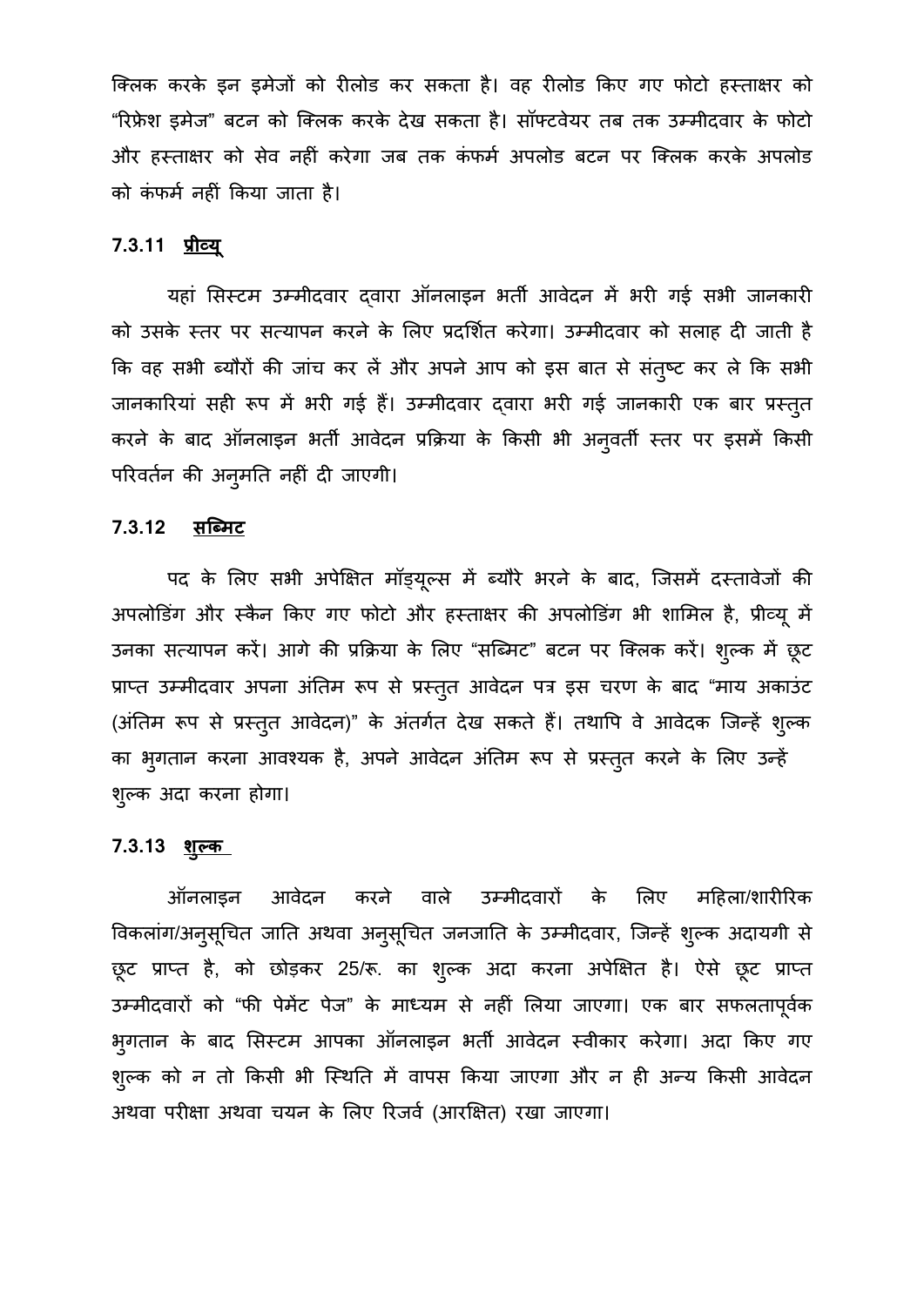क्लिक करके इन इमेजों को रीलोड कर सकता है। वह रीलोड किए गए फोटो हस्ताक्षर को "रिफ्रेश इमेज" बटन को क्लिक करके देख सकता है। सॉफ्टवेयर तब तक उम्मीदवार के फोटो और हस्ताक्षर को सेव नहीं करेगा जब तक कंफर्म अपलोड बटन पर क्लिक करके अपलोड को कंफर्म नहीं किया जाता है।

### 7.3.11 <u>प्रीव्यू</u>

यहां सिस्टम उम्मीदवार द्वारा ऑनलाइन भर्ती आवेदन में भरी गई सभी जानकारी को उसके स्तर पर सत्यापन करने के लिए प्रदर्शित करेगा। उम्मीदवार को सलाह दी जाती है कि वह सभी ब्यौरों की जांच कर लें और अपने आप को इस बात से संतुष्ट कर ले कि सभी जानकारियां सही रूप में भरी गई हैं। उम्मीदवार द्वारा भरी गई जानकारी एक बार प्रस्तुत करने के बाद ऑनलाइन भर्ती आवेदन प्रक्रिया के किसी भी अनुवर्ती स्तर पर इसमें किसी परिवर्तन की अनुमति नहीं दी जाएगी।

### 7.3.12 <u>सब्मिट</u>

पद के लिए सभी अपेक्षित मॉड्यूल्स में ब्यौरे भरने के बाद, जिसमें दस्तावेजों की अपलोडिंग और स्कैन किए गए फोटो और हस्ताक्षर की अपलोडिंग भी शामिल है, प्रीव्यू में उनका सत्यापन करें। आगे की प्रक्रिया के लिए "सब्मिट" बटन पर क्लिक करें। शुल्क में छूट प्राप्त उम्मीदवार अपना अंतिम रूप से प्रस्तुत आवेदन पत्र इस चरण के बाद "माय अकाउंट (अंतिम रूप से प्रस्तुत आवेदन)" के अंतर्गत देख सकते हैं। तथापि वे आवेदक जिन्हें शुल्क का भुगतान करना आवश्यक है, अपने आवेदन अंतिम रूप से प्रस्तुत करने के लिए उन्हें शुल्क अदा करना होगा।

### 7.3.13 <u>शुल्क</u>

ऑनलाइन आवेदन करने वाले उम्मीदवारों के लिए महिला/शारीरिक विकलांग/अनुसूचित जाति अथवा अनुसूचित जनजाति के उम्मीदवार, जिन्हें शुल्क अदायगी से छूट प्राप्त है, को छोड़कर 25/रू. का शुल्क अदा करना अपेक्षित है। ऐसे छूट प्राप्त उम्मीदवारों को "फी पेमेंट पेज" के माध्यम से नहीं लिया जाएगा। एक बार सफलतापूर्वक भुगतान के बाद सिस्टम आपका ऑनलाइन भर्ती आवेदन स्वीकार करेगा। अदा किए गए शुल्क को न तो किसी भी स्थिति में वापस किया जाएगा और न ही अन्य किसी आवेदन अथवा परीक्षा अथवा चयन के लिए रिजर्व (आरक्षित) रखा जाएगा।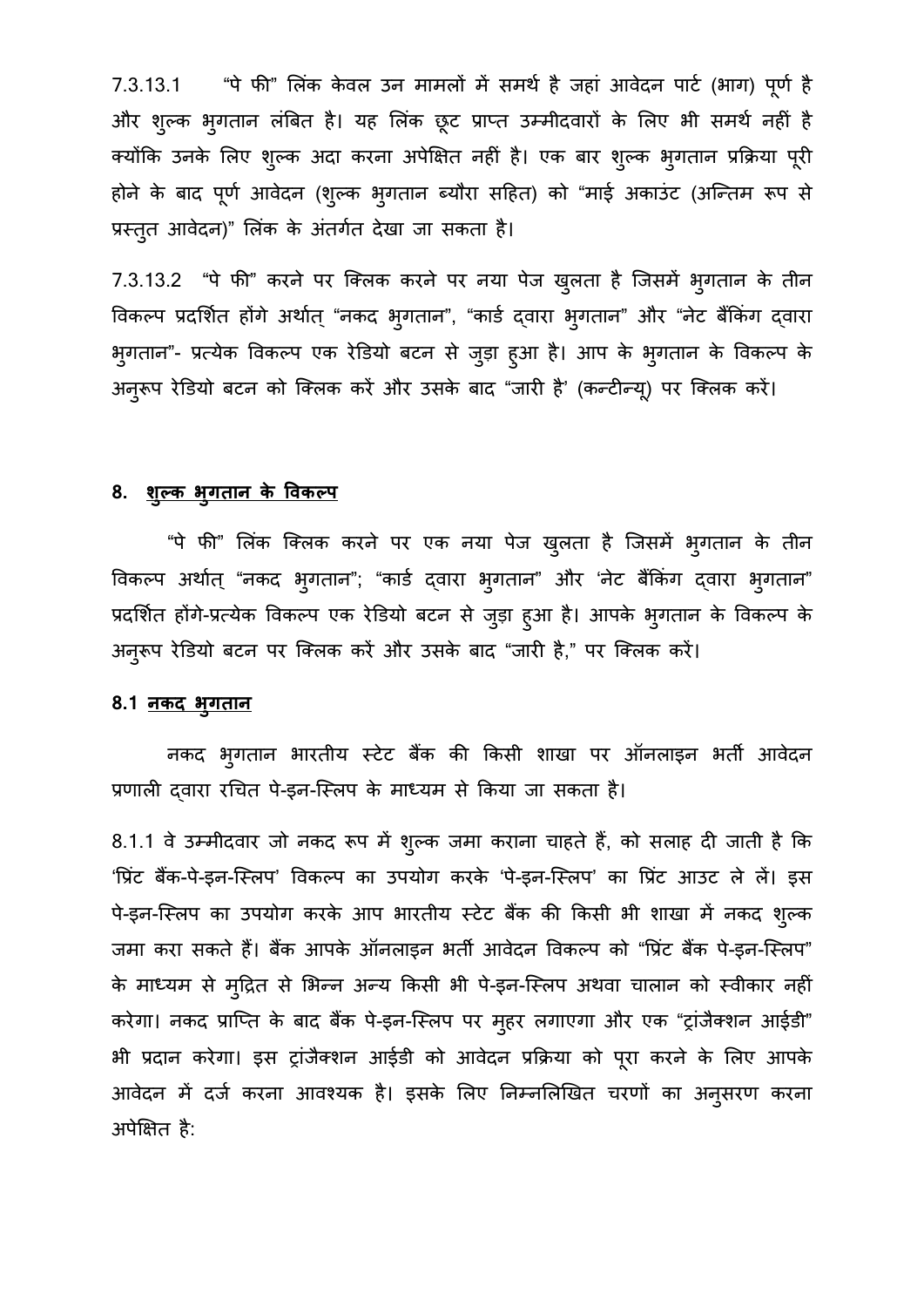7.3.13.1 "पे फी" लिंक केवल उन मामलों में समर्थ है जहां आवेदन पार्ट (भाग) पूर्ण है और शुल्क भुगतान लंबित है। यह लिंक छूट प्राप्त उम्मीदवारों के लिए भी समर्थ नहीं है क्योंकि उनके लिए शुल्क अदा करना अपेक्षित नहीं है। एक बार शुल्क भुगतान प्रक्रिया पूरी होने के बाद पूर्ण आवेदन (शुल्क भुगतान ब्यौरा सहित) को "माई अकाउंट (अन्तिम रूप से प्रस्तुत आवेदन)" लिंक के अंतर्गत देखा जा सकता है।

7.3.13.2 "पे फी" करने पर क्लिक करने पर नया पेज खुलता है जिसमें भुगतान के तीन विकल्प प्रदर्शित होंगे अर्थात् "नकद भुगतान", "कार्ड द्वारा भुगतान" और "नेट बैंकिंग द्वारा भुगतान"- प्रत्येक विकल्प एक रेडियो बटन से जुड़ा हुआ है। आप के भुगतान के विकल्प के अनुरूप रेडियो बटन को क्लिक करें और उसके बाद "जारी है' (कन्टीन्यू) पर क्लिक करें।

## 8. <u>शुल्क भुगतान के विकल्प</u>

"पे फी" लिंक क्लिक करने पर एक नया पेज खुलता है जिसमें भुगतान के तीन विकल्प अर्थात् "नकद भुगतान"; "कार्ड द्वारा भुगतान" और 'नेट बैंकिंग द्वारा भुगतान" प्रदर्शित होंगे-प्रत्येक विकल्प एक रेडियो बटन से जुड़ा हुआ है। आपके भुगतान के विकल्प के अनुरूप रेडियो बटन पर क्लिक करें और उसके बाद "जारी है," पर क्लिक करें।

### 8.1 <u>नकद भुगतान</u>

नकद भुगतान भारतीय स्टेट बैंक की किसी शाखा पर ऑनलाइन भर्ती आवेदन प्रणाली द्वारा रचित पे-इन-स्लिप के माध्यम से किया जा सकता है।

8.1.1 वे उम्मीदवार जो नकद रूप में शुल्क जमा कराना चाहते हैं, को सलाह दी जाती है कि 'प्रिंट बैंक-पे-इन-स्लिप' विकल्प का उपयोग करके 'पे-इन-स्लिप' का प्रिंट आउट ले लें। इस पे-इन-स्लिप का उपयोग करके आप भारतीय स्टेट बैंक की किसी भी शाखा में नकद शुल्क जमा करा सकते हैं। बैंक आपके ऑनलाइन भर्ती आवेदन विकल्प को "प्रिंट बैंक पे-इन-स्लिप" के माध्यम से मुद्रित से भिन्न अन्य किसी भी पे-इन-स्लिप अथवा चालान को स्वीकार नहीं करेगा। नकद प्राप्ति के बाद बैंक पे-इन-स्लिप पर मुहर लगाएगा और एक "ट्रांजैक्शन आईडी" भी प्रदान करेगा। इस ट्रांजैक्शन आईडी को आवेदन प्रक्रिया को पूरा करने के लिए आपके आवेदन में दर्ज करना आवश्यक है। इसके लिए निम्नलिखित चरणों का अनुसरण करना अपेक्षित है: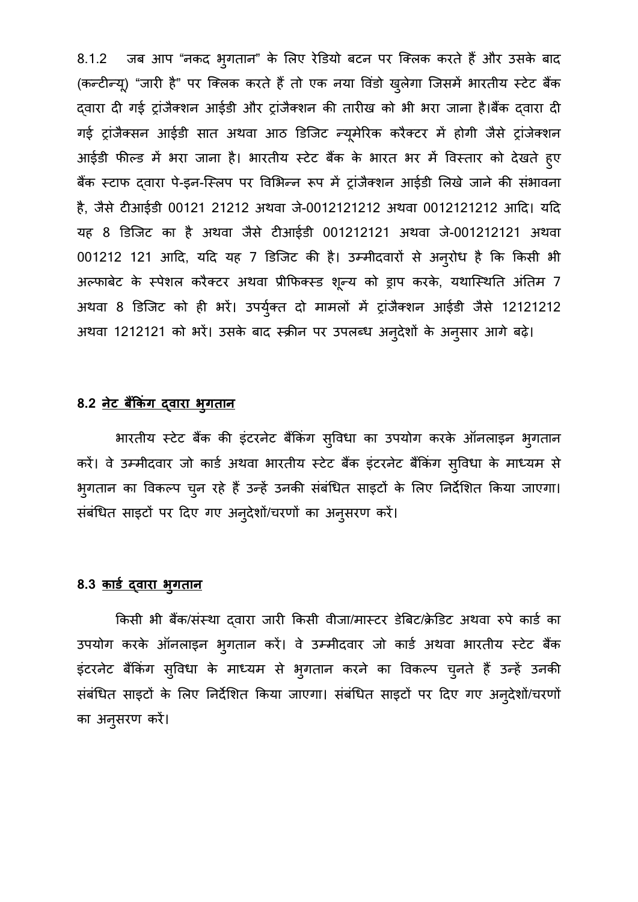8.1.2 जब आप "नकद भुगतान" के लिए रेडियो बटन पर क्लिक करते हैं और उसके बाद (कन्टीन्यू) "जारी है" पर क्लिक करते हैं तो एक नया विंडो खुलेगा जिसमें भारतीय स्टेट बैंक द्वारा दी गई ट्रांजैक्शन आईडी और ट्रांजैक्शन की तारीख को भी भरा जाना है।बैंक द्वारा दी गई ट्रांजैक्सन आईडी सात अथवा आठ डिजिट न्यूमेरिक करैक्टर में होगी जैसे ट्रांजेक्शन आईडी फील्ड में भरा जाना है। भारतीय स्टेट बैंक के भारत भर में विस्तार को देखते हुए बैंक स्टाफ द्वारा पे-इन-स्लिप पर विभिन्न रूप में ट्रांजैक्शन आईडी लिखे जाने की संभावना है, जैसे टीआईडी 00121 21212 अथवा जे-0012121212 अथवा 0012121212 आदि। यदि यह 8 डिजिट का है अथवा जैसे टीआईडी 001212121 अथवा जे-001212121 अथवा 001212 121 आदि, यदि यह 7 डिजिट की है। उम्मीदवारों से अनुरोध है कि किसी भी अल्फाबेट के स्पेशल करैक्टर अथवा प्रीफिक्स्ड शून्य को ड्राप करके, यथास्थिति अंतिम 7 अथवा 8 डिजिट को ही भरें। उपर्युक्त दो मामलों में ट्रांजैक्शन आईडी जैसे 12121212 अथवा 1212121 को भरें। उसके बाद स्क्रीन पर उपलब्ध अनुदेशों के अनुसार आगे बढ़े।

### 8.2 <u>नेट बैंकिंग द्वारा भुगतान</u>

भारतीय स्टेट बैंक की इंटरनेट बैंकिंग सुविधा का उपयोग करके ऑनलाइन भुगतान करें। वे उम्मीदवार जो कार्ड अथवा भारतीय स्टेट बैंक इंटरनेट बैंकिंग सुविधा के माध्यम से भुगतान का विकल्प चुन रहे हैं उन्हें उनकी संबंधित साइटों के लिए निर्देशित किया जाएगा। संबंधित साइटों पर दिए गए अनुदेशों/चरणों का अनुसरण करें।

### 8.3 <u>कार्ड द्वारा भुगतान</u>

किसी भी बैंक/संस्था द्वारा जारी किसी वीजा/मास्टर डेबिट/क्रेडिट अथवा रुपे कार्ड का उपयोग करके ऑनलाइन भुगतान करें। वे उम्मीदवार जो कार्ड अथवा भारतीय स्टेट बैंक इंटरनेट बैंकिंग सुविधा के माध्यम से भुगतान करने का विकल्प चुनते हैं उन्हें उनकी संबंधित साइटों के लिए निर्देशित किया जाएगा। संबंधित साइटों पर दिए गए अनुदेशों/चरणों का अनुसरण करें।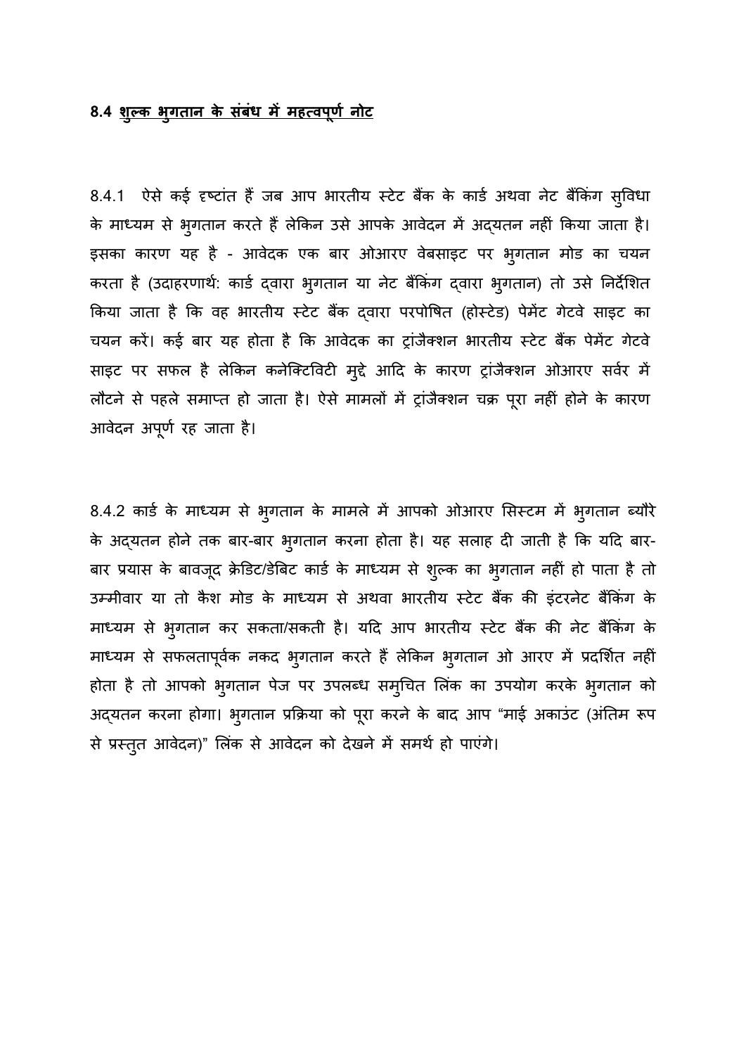**8.4 <u>शुल्क भुगतान के संबंध में महत्वपूर्ण नोट</u>**

8.4.1 ऐसे कई दृष्टांत हैं जब आप भारतीय स्टेट बैंक के कार्ड अथवा नेट बैंकिंग सुविधा के माध्यम से भुगतान करते हैं लेकिन उसे आपके आवेदन में अद्यतन नहीं किया जाता है। इसका कारण यह है - आवेदक एक बार ओआरए वेबसाइट पर भुगतान मोड का चयन करता है (उदाहरणार्थ: कार्ड द्वारा भुगतान या नेट बैंकिंग द्वारा भुगतान) तो उसे निर्देशित किया जाता है कि वह भारतीय स्टेट बैंक द्वारा परपोषित (होस्टेड) पेमेंट गेटवे साइट का चयन करें। कई बार यह होता है कि आवेदक का ट्रांजैक्शन भारतीय स्टेट बैंक पेमेंट गेटवे साइट पर सफल है लेकिन कनेक्टिविटी मुद्दे आदि के कारण ट्रांजैक्शन ओआरए सर्वर में लौटने से पहले समाप्त हो जाता है। ऐसे मामलों में ट्रांजैक्शन चक्र पूरा नहीं होने के कारण आवेदन अपूर्ण रह जाता है।

8.4.2 कार्ड के माध्यम से भुगतान के मामले में आपको ओआरए सिस्टम में भुगतान ब्यौरे के अद्यतन होने तक बार-बार भुगतान करना होता है। यह सलाह दी जाती है कि यदि बार-बार प्रयास के बावजूद क्रेडिट/डेबिट कार्ड के माध्यम से शुल्क का भुगतान नहीं हो पाता है तो उम्मीवार या तो कैश मोड के माध्यम से अथवा भारतीय स्टेट बैंक की इंटरनेट बैंकिंग के माध्यम से भुगतान कर सकता/सकती है। यदि आप भारतीय स्टेट बैंक की नेट बैंकिंग के माध्यम से सफलतापूर्वक नकद भुगतान करते हैं लेकिन भुगतान ओ आरए में प्रदर्शित नहीं होता है तो आपको भुगतान पेज पर उपलब्ध समुचित लिंक का उपयोग करके भुगतान को अद्यतन करना होगा। भुगतान प्रक्रिया को पूरा करने के बाद आप "माई अकाउंट (अंतिम रूप से प्रस्तुत आवेदन)" लिंक से आवेदन को देखने में समर्थ हो पाएंगे।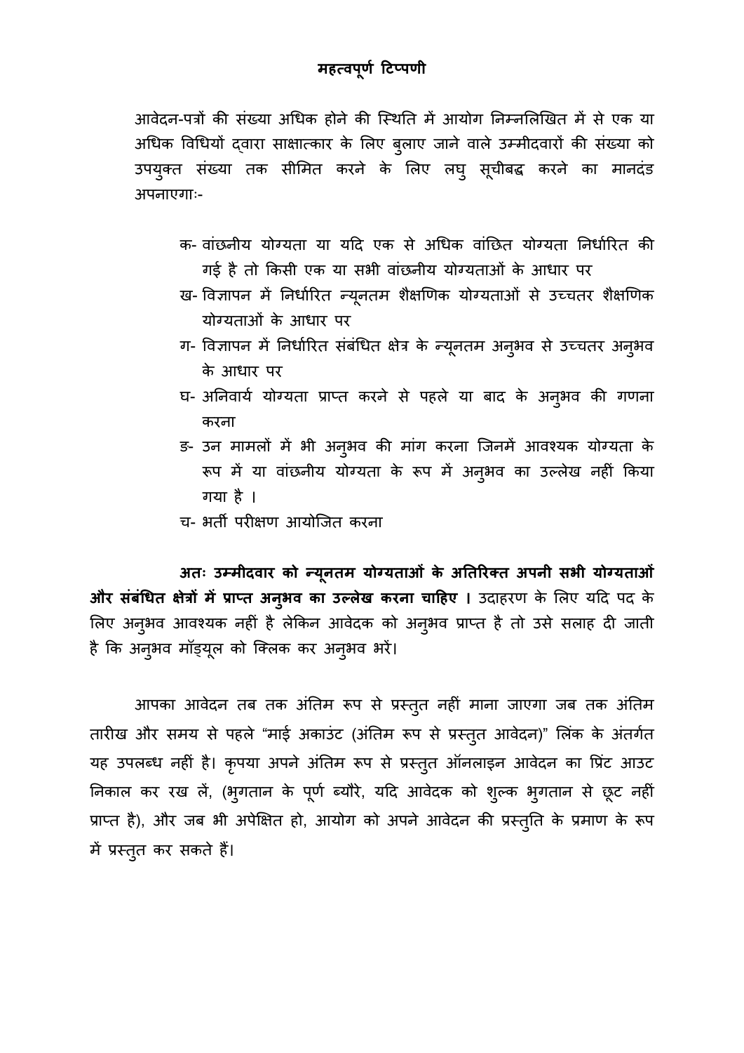## महत्वपूर्ण टिप्पणी

आवेदन-पत्रों की संख्या अधिक होने की स्थिति में आयोग निम्नलिखित में से एक या अधिक विधियों द्वारा साक्षात्कार के लिए बुलाए जाने वाले उम्मीदवारों की संख्या को उपयुक्त संख्या तक सीमित करने के लिए लघु सूचीबद्ध करने का मानदंड अपनाएगाः-

- क- वांछनीय योग्यता या यदि एक से अधिक वांछित योग्यता निर्धारित की गई है तो किसी एक या सभी वांछनीय योग्यताओं के आधार पर
- ख- विज्ञापन में निर्धारित न्यूनतम शैक्षणिक योग्यताओं से उच्चतर शैक्षणिक योग्यताओं के आधार पर
- ग- विज्ञापन में निर्धारित संबंधित क्षेत्र के न्यूनतम अनुभव से उच्चतर अनुभव के आधार पर
- घ- अनिवार्य योग्यता प्राप्त करने से पहले या बाद के अनुभव की गणना करना
- ङ- उन मामलों में भी अनुभव की मांग करना जिनमें आवश्यक योग्यता के रूप में या वांछनीय योग्यता के रूप में अनुभव का उल्लेख नहीं किया गया है ।
- च- भर्ती परीक्षण आयोजित करना

**अतः उम्मीदवार को न्यूनतम योग्यताओं के अतिरिक्त अपनी सभी योग्यताओं और संबंधित क्षेत्रों में प्राप्त अनुभव का उल्लेख करना चाहिए ।** उदाहरण के लिए यदि पद के लिए अनुभव आवश्यक नहीं है लेकिन आवेदक को अनुभव प्राप्त है तो उसे सलाह दी जाती है कि अनुभव मॉड्यूल को क्लिक कर अनुभव भरें।

आपका आवेदन तब तक अंतिम रूप से प्रस्तुत नहीं माना जाएगा जब तक अंतिम तारीख और समय से पहले "माई अकाउंट (अंतिम रूप से प्रस्तुत आवेदन)" लिंक के अंतर्गत यह उपलब्ध नहीं है। कृपया अपने अंतिम रूप से प्रस्तुत ऑनलाइन आवेदन का प्रिंट आउट निकाल कर रख लें, (भुगतान के पूर्ण ब्यौरे, यदि आवेदक को शुल्क भुगतान से छूट नहीं प्राप्त है), और जब भी अपेक्षित हो, आयोग को अपने आवेदन की प्रस्तुति के प्रमाण के रूप में प्रस्तुत कर सकते हैं।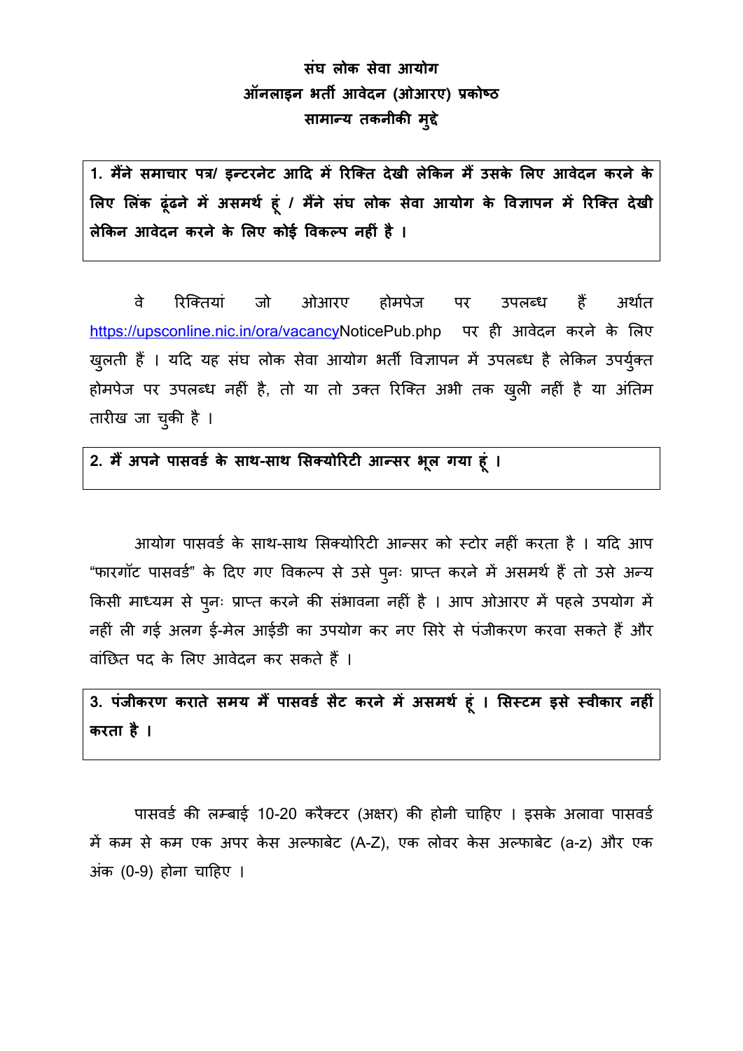**संघ लोक सेवा आयोग**
**ऑनलाइन भर्ती आवेदन (ओआरए) प्रकोष्ठ**
**सामान्य तकनीकी मुद्दे**

**1. मैंने समाचार पत्र/ इन्टरनेट आदि में रिक्ति देखी लेकिन मैं उसके लिए आवेदन करने के लिए लिंक ढूंढने में असमर्थ हूं / मैंने संघ लोक सेवा आयोग के विज्ञापन में रिक्ति देखी लेकिन आवेदन करने के लिए कोई विकल्प नहीं है ।**

वे रिक्तियां जो ओआरए होमपेज पर उपलब्ध हैं अर्थात https://upsconline.nic.in/ora/vacancyNoticePub.php पर ही आवेदन करने के लिए खुलती हैं । यदि यह संघ लोक सेवा आयोग भर्ती विज्ञापन में उपलब्ध है लेकिन उपर्युक्त होमपेज पर उपलब्ध नहीं है, तो या तो उक्त रिक्ति अभी तक खुली नहीं है या अंतिम तारीख जा चुकी है ।

**2. मैं अपने पासवर्ड के साथ-साथ सिक्योरिटी आन्सर भूल गया हूं ।**

आयोग पासवर्ड के साथ-साथ सिक्योरिटी आन्सर को स्टोर नहीं करता है । यदि आप “फारगॉट पासवर्ड” के दिए गए विकल्प से उसे पुनः प्राप्त करने में असमर्थ हैं तो उसे अन्य किसी माध्यम से पुनः प्राप्त करने की संभावना नहीं है । आप ओआरए में पहले उपयोग में नहीं ली गई अलग ई-मेल आईडी का उपयोग कर नए सिरे से पंजीकरण करवा सकते हैं और वांछित पद के लिए आवेदन कर सकते हैं ।

**3. पंजीकरण कराते समय मैं पासवर्ड सैट करने में असमर्थ हूं । सिस्टम इसे स्वीकार नहीं करता है ।**

पासवर्ड की लम्बाई 10-20 करैक्टर (अक्षर) की होनी चाहिए । इसके अलावा पासवर्ड में कम से कम एक अपर केस अल्फाबेट (A-Z), एक लोवर केस अल्फाबेट (a-z) और एक अंक (0-9) होना चाहिए ।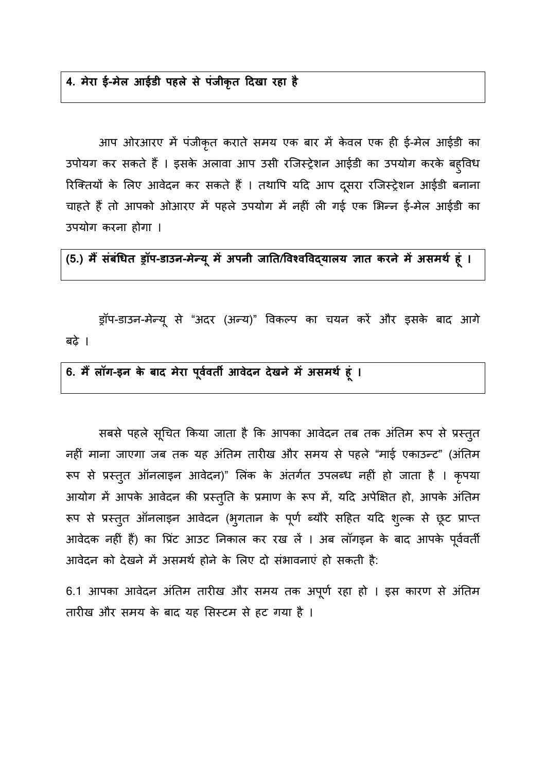**4. मेरा ई-मेल आईडी पहले से पंजीकृत दिखा रहा है**

आप ओरआरए में पंजीकृत कराते समय एक बार में केवल एक ही ई-मेल आईडी का उपोयग कर सकते हैं । इसके अलावा आप उसी रजिस्ट्रेशन आईडी का उपयोग करके बहुविध रिक्तियों के लिए आवेदन कर सकते हैं । तथापि यदि आप दूसरा रजिस्ट्रेशन आईडी बनाना चाहते हैं तो आपको ओआरए में पहले उपयोग में नहीं ली गई एक भिन्न ई-मेल आईडी का उपयोग करना होगा ।

**(5.) मैं संबंधित ड्रॉप-डाउन-मेन्यू में अपनी जाति/विश्वविद्यालय ज्ञात करने में असमर्थ हूं ।**

ड्रॉप-डाउन-मेन्यू से "अदर (अन्य)" विकल्प का चयन करें और इसके बाद आगे बढ़े ।

**6. मैं लॉग-इन के बाद मेरा पूर्ववर्ती आवेदन देखने में असमर्थ हूं ।**

सबसे पहले सूचित किया जाता है कि आपका आवेदन तब तक अंतिम रूप से प्रस्तुत नहीं माना जाएगा जब तक यह अंतिम तारीख और समय से पहले "माई एकाउन्ट" (अंतिम रूप से प्रस्तुत ऑनलाइन आवेदन)" लिंक के अंतर्गत उपलब्ध नहीं हो जाता है । कृपया आयोग में आपके आवेदन की प्रस्तुति के प्रमाण के रूप में, यदि अपेक्षित हो, आपके अंतिम रूप से प्रस्तुत ऑनलाइन आवेदन (भुगतान के पूर्ण ब्यौरे सहित यदि शुल्क से छूट प्राप्त आवेदक नहीं हैं) का प्रिंट आउट निकाल कर रख लें । अब लॉगइन के बाद आपके पूर्ववर्ती आवेदन को देखने में असमर्थ होने के लिए दो संभावनाएं हो सकती है:

6.1 आपका आवेदन अंतिम तारीख और समय तक अपूर्ण रहा हो । इस कारण से अंतिम तारीख और समय के बाद यह सिस्टम से हट गया है ।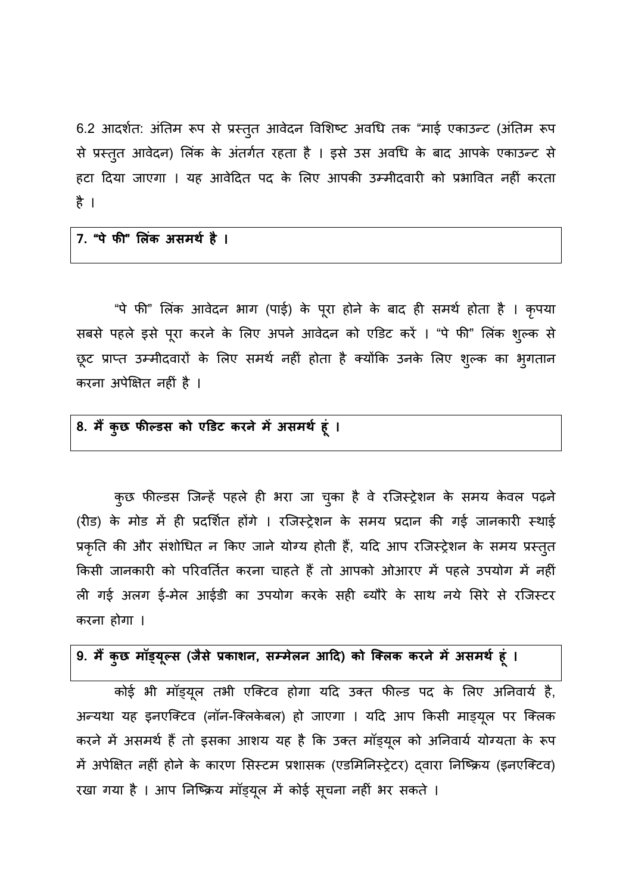6.2 आदर्शतः अंतिम रूप से प्रस्तुत आवेदन विशिष्ट अवधि तक "माई एकाउन्ट (अंतिम रूप से प्रस्तुत आवेदन) लिंक के अंतर्गत रहता है । इसे उस अवधि के बाद आपके एकाउन्ट से हटा दिया जाएगा । यह आवेदित पद के लिए आपकी उम्मीदवारी को प्रभावित नहीं करता है ।

**7. "पे फी" लिंक असमर्थ है ।**

"पे फी" लिंक आवेदन भाग (पाई) के पूरा होने के बाद ही समर्थ होता है । कृपया सबसे पहले इसे पूरा करने के लिए अपने आवेदन को एडिट करें । "पे फी" लिंक शुल्क से छूट प्राप्त उम्मीदवारों के लिए समर्थ नहीं होता है क्योंकि उनके लिए शुल्क का भुगतान करना अपेक्षित नहीं है ।

**8. मैं कुछ फील्डस को एडिट करने में असमर्थ हूं ।**

कुछ फील्डस जिन्हें पहले ही भरा जा चुका है वे रजिस्ट्रेशन के समय केवल पढ़ने (रीड) के मोड में ही प्रदर्शित होंगे । रजिस्ट्रेशन के समय प्रदान की गई जानकारी स्थाई प्रकृति की और संशोधित न किए जाने योग्य होती हैं, यदि आप रजिस्ट्रेशन के समय प्रस्तुत किसी जानकारी को परिवर्तित करना चाहते हैं तो आपको ओआरए में पहले उपयोग में नहीं ली गई अलग ई-मेल आईडी का उपयोग करके सही ब्यौरे के साथ नये सिरे से रजिस्टर करना होगा ।

**9. मैं कुछ मॉड्यूल्स (जैसे प्रकाशन, सम्मेलन आदि) को क्लिक करने में असमर्थ हूं ।**

कोई भी मॉड्यूल तभी एक्टिव होगा यदि उक्त फील्ड पद के लिए अनिवार्य है, अन्यथा यह इनएक्टिव (नॉन-क्लिकेबल) हो जाएगा । यदि आप किसी माड्यूल पर क्लिक करने में असमर्थ हैं तो इसका आशय यह है कि उक्त मॉड्यूल को अनिवार्य योग्यता के रूप में अपेक्षित नहीं होने के कारण सिस्टम प्रशासक (एडमिनिस्ट्रेटर) द्वारा निष्क्रिय (इनएक्टिव) रखा गया है । आप निष्क्रिय मॉड्यूल में कोई सूचना नहीं भर सकते ।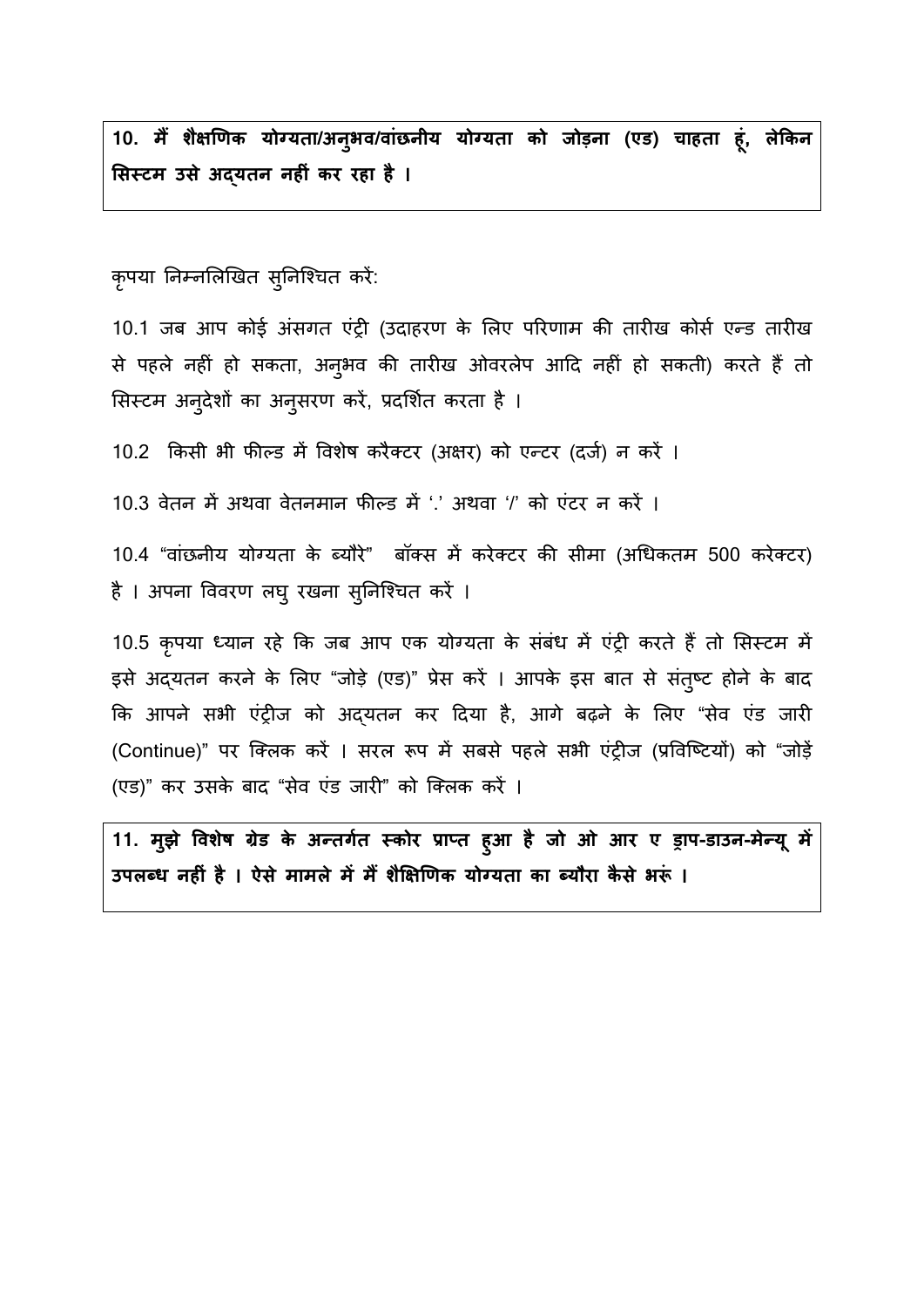**10. मैं शैक्षणिक योग्यता/अनुभव/वांछनीय योग्यता को जोड़ना (एड) चाहता हूं, लेकिन सिस्टम उसे अद्यतन नहीं कर रहा है ।**

कृपया निम्नलिखित सुनिश्चित करें:

10.1 जब आप कोई अंसगत एंट्री (उदाहरण के लिए परिणाम की तारीख कोर्स एन्ड तारीख से पहले नहीं हो सकता, अनुभव की तारीख ओवरलेप आदि नहीं हो सकती) करते हैं तो सिस्टम अनुदेशों का अनुसरण करें, प्रदर्शित करता है ।

10.2 किसी भी फील्ड में विशेष करैक्टर (अक्षर) को एन्टर (दर्ज) न करें ।

10.3 वेतन में अथवा वेतनमान फील्ड में '.' अथवा '/' को एंटर न करें ।

10.4 "वांछनीय योग्यता के ब्यौरे" बॉक्स में करेक्टर की सीमा (अधिकतम 500 करेक्टर) है । अपना विवरण लघु रखना सुनिश्चित करें ।

10.5 कृपया ध्यान रहे कि जब आप एक योग्यता के संबंध में एंट्री करते हैं तो सिस्टम में इसे अद्यतन करने के लिए "जोड़े (एड)" प्रेस करें । आपके इस बात से संतुष्ट होने के बाद कि आपने सभी एंट्रीज को अद्यतन कर दिया है, आगे बढ़ने के लिए "सेव एंड जारी (Continue)" पर क्लिक करें । सरल रूप में सबसे पहले सभी एंट्रीज (प्रविष्टियों) को "जोड़ें (एड)" कर उसके बाद "सेव एंड जारी" को क्लिक करें ।

**11. मुझे विशेष ग्रेड के अन्तर्गत स्कोर प्राप्त हुआ है जो ओ आर ए ड्राप-डाउन-मेन्यू में उपलब्ध नहीं है । ऐसे मामले में मैं शैक्षिणिक योग्यता का ब्यौरा कैसे भरूं ।**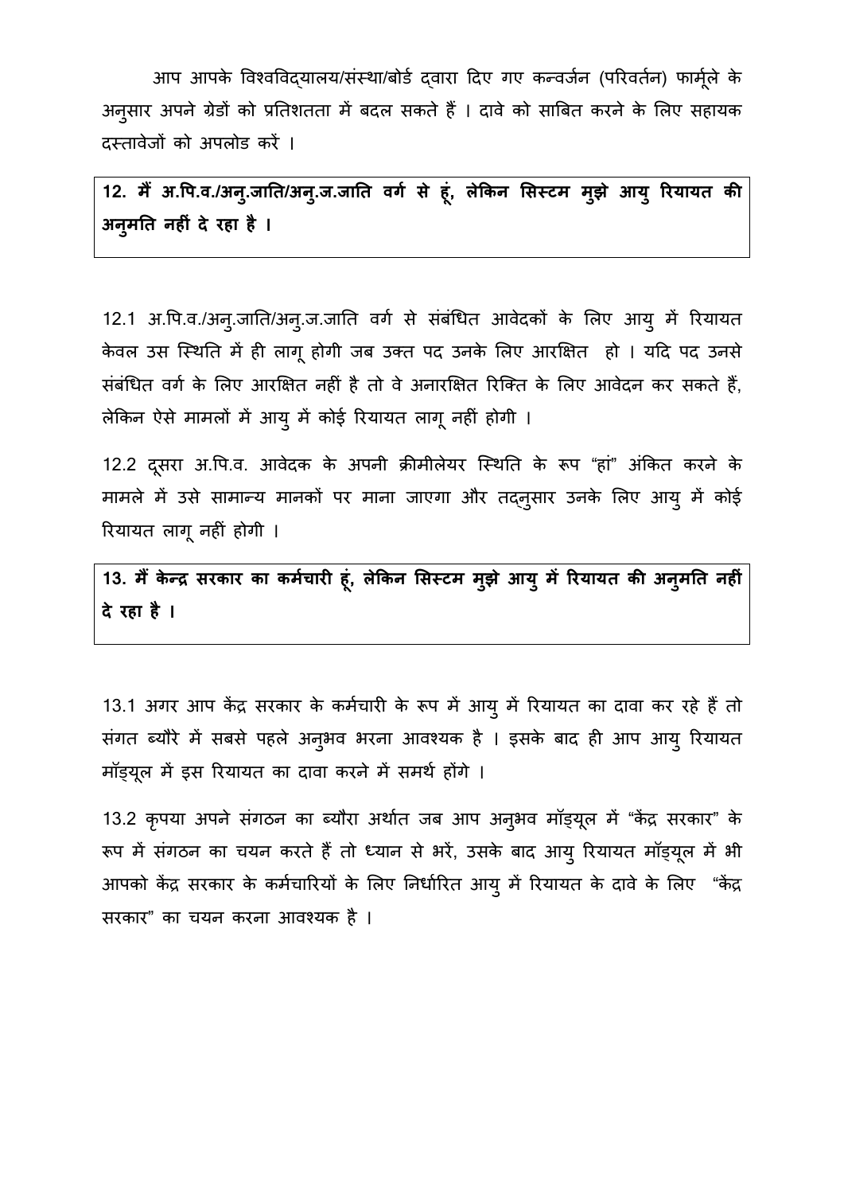आप आपके विश्वविद्यालय/संस्था/बोर्ड द्वारा दिए गए कन्वर्जन (परिवर्तन) फार्मूले के अनुसार अपने ग्रेडों को प्रतिशतता में बदल सकते हैं । दावे को साबित करने के लिए सहायक दस्तावेजों को अपलोड करें ।

**12. मैं अ.पि.व./अनु.जाति/अनु.ज.जाति वर्ग से हूं, लेकिन सिस्टम मुझे आयु रियायत की अनुमति नहीं दे रहा है ।**

12.1 अ.पि.व./अनु.जाति/अनु.ज.जाति वर्ग से संबंधित आवेदकों के लिए आयु में रियायत केवल उस स्थिति में ही लागू होगी जब उक्त पद उनके लिए आरक्षित हो । यदि पद उनसे संबंधित वर्ग के लिए आरक्षित नहीं है तो वे अनारक्षित रिक्ति के लिए आवेदन कर सकते हैं, लेकिन ऐसे मामलों में आयु में कोई रियायत लागू नहीं होगी ।

12.2 दूसरा अ.पि.व. आवेदक के अपनी क्रीमीलेयर स्थिति के रूप "हां" अंकित करने के मामले में उसे सामान्य मानकों पर माना जाएगा और तद्नुसार उनके लिए आयु में कोई रियायत लागू नहीं होगी ।

**13. मैं केन्द्र सरकार का कर्मचारी हूं, लेकिन सिस्टम मुझे आयु में रियायत की अनुमति नहीं दे रहा है ।**

13.1 अगर आप केंद्र सरकार के कर्मचारी के रूप में आयु में रियायत का दावा कर रहे हैं तो संगत ब्यौरे में सबसे पहले अनुभव भरना आवश्यक है । इसके बाद ही आप आयु रियायत मॉड्यूल में इस रियायत का दावा करने में समर्थ होंगे ।

13.2 कृपया अपने संगठन का ब्यौरा अर्थात जब आप अनुभव मॉड्यूल में "केंद्र सरकार" के रूप में संगठन का चयन करते हैं तो ध्यान से भरें, उसके बाद आयु रियायत मॉड्यूल में भी आपको केंद्र सरकार के कर्मचारियों के लिए निर्धारित आयु में रियायत के दावे के लिए "केंद्र सरकार" का चयन करना आवश्यक है ।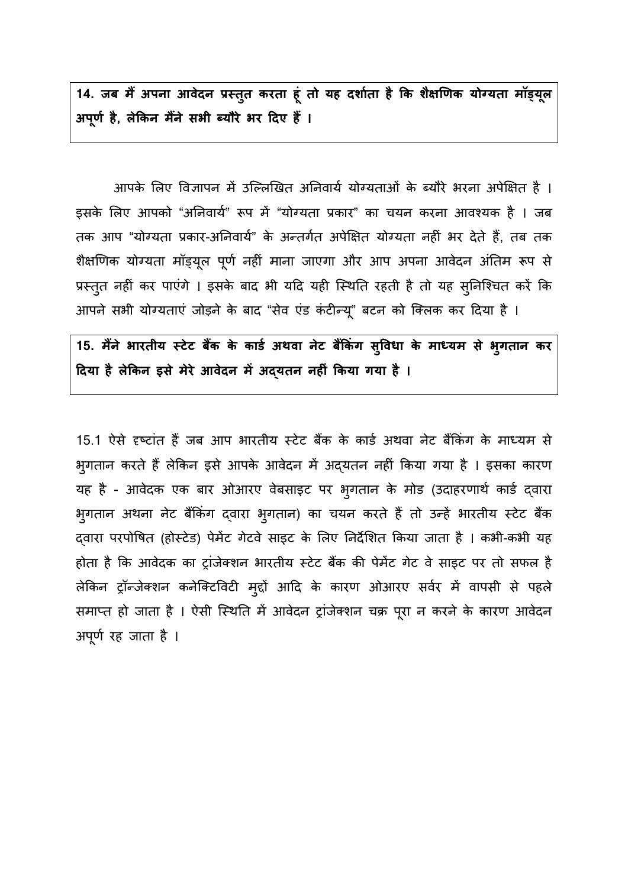**14. जब मैं अपना आवेदन प्रस्तुत करता हूं तो यह दर्शाता है कि शैक्षणिक योग्यता मॉड्यूल अपूर्ण है, लेकिन मैंने सभी ब्यौरे भर दिए हैं ।**

आपके लिए विज्ञापन में उल्लिखित अनिवार्य योग्यताओं के ब्यौरे भरना अपेक्षित है । इसके लिए आपको "अनिवार्य" रूप में "योग्यता प्रकार" का चयन करना आवश्यक है । जब तक आप "योग्यता प्रकार-अनिवार्य" के अन्तर्गत अपेक्षित योग्यता नहीं भर देते हैं, तब तक शैक्षणिक योग्यता मॉड्यूल पूर्ण नहीं माना जाएगा और आप अपना आवेदन अंतिम रूप से प्रस्तुत नहीं कर पाएंगे । इसके बाद भी यदि यही स्थिति रहती है तो यह सुनिश्चित करें कि आपने सभी योग्यताएं जोड़ने के बाद "सेव एंड कंटीन्यू" बटन को क्लिक कर दिया है ।

**15. मैंने भारतीय स्टेट बैंक के कार्ड अथवा नेट बैंकिंग सुविधा के माध्यम से भुगतान कर दिया है लेकिन इसे मेरे आवेदन में अद्यतन नहीं किया गया है ।**

15.1 ऐसे दृष्टांत हैं जब आप भारतीय स्टेट बैंक के कार्ड अथवा नेट बैंकिंग के माध्यम से भुगतान करते हैं लेकिन इसे आपके आवेदन में अद्यतन नहीं किया गया है । इसका कारण यह है - आवेदक एक बार ओआरए वेबसाइट पर भुगतान के मोड (उदाहरणार्थ कार्ड द्वारा भुगतान अथना नेट बैंकिंग द्वारा भुगतान) का चयन करते हैं तो उन्हें भारतीय स्टेट बैंक द्वारा परपोषित (होस्टेड) पेमेंट गेटवे साइट के लिए निर्देशित किया जाता है । कभी-कभी यह होता है कि आवेदक का ट्रांजेक्शन भारतीय स्टेट बैंक की पेमेंट गेट वे साइट पर तो सफल है लेकिन ट्रॉन्जेक्शन कनेक्टिविटी मुद्दों आदि के कारण ओआरए सर्वर में वापसी से पहले समाप्त हो जाता है । ऐसी स्थिति में आवेदन ट्रांजेक्शन चक्र पूरा न करने के कारण आवेदन अपूर्ण रह जाता है ।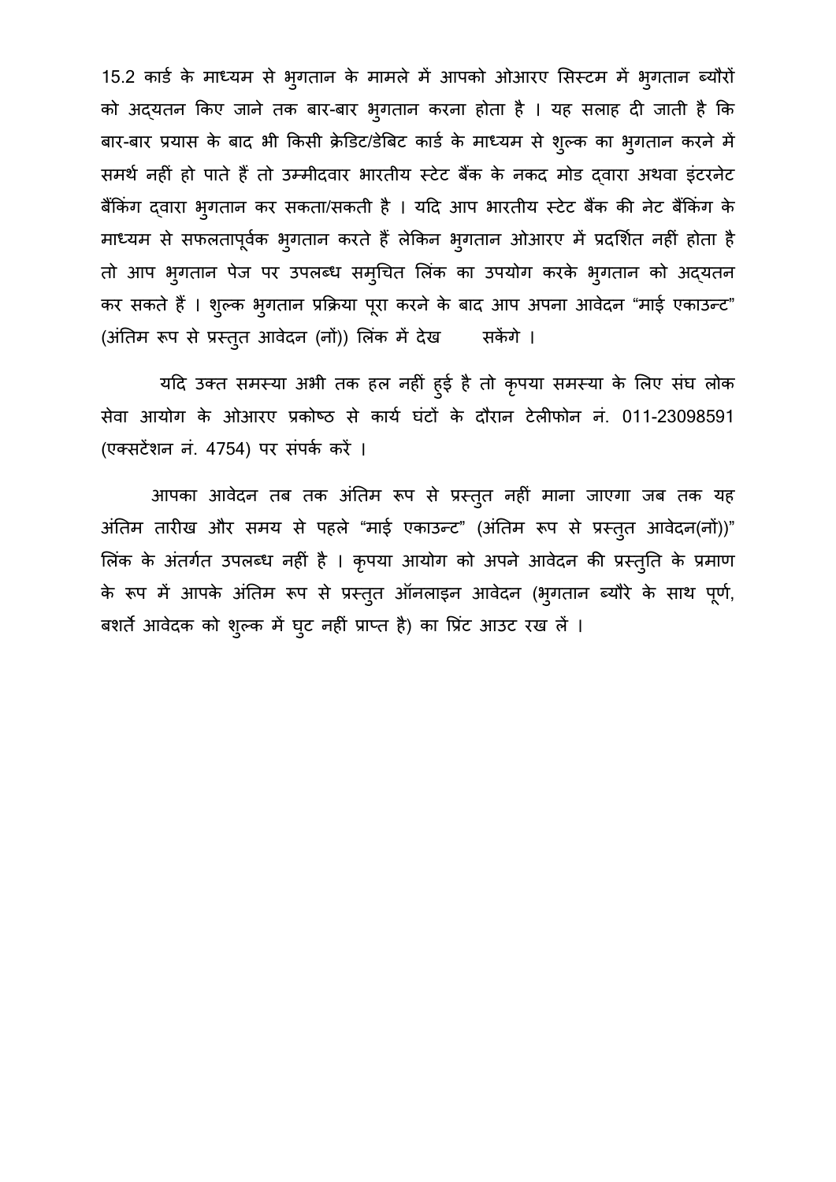15.2 कार्ड के माध्यम से भुगतान के मामले में आपको ओआरए सिस्टम में भुगतान ब्यौरों को अद्यतन किए जाने तक बार-बार भुगतान करना होता है । यह सलाह दी जाती है कि बार-बार प्रयास के बाद भी किसी क्रेडिट/डेबिट कार्ड के माध्यम से शुल्क का भुगतान करने में समर्थ नहीं हो पाते हैं तो उम्मीदवार भारतीय स्टेट बैंक के नकद मोड द्वारा अथवा इंटरनेट बैंकिंग द्वारा भुगतान कर सकता/सकती है । यदि आप भारतीय स्टेट बैंक की नेट बैंकिंग के माध्यम से सफलतापूर्वक भुगतान करते हैं लेकिन भुगतान ओआरए में प्रदर्शित नहीं होता है तो आप भुगतान पेज पर उपलब्ध समुचित लिंक का उपयोग करके भुगतान को अद्यतन कर सकते हैं । शुल्क भुगतान प्रक्रिया पूरा करने के बाद आप अपना आवेदन "माई एकाउन्ट" (अंतिम रूप से प्रस्तुत आवेदन (नों)) लिंक में देख सकेंगे ।

यदि उक्त समस्या अभी तक हल नहीं हुई है तो कृपया समस्या के लिए संघ लोक सेवा आयोग के ओआरए प्रकोष्ठ से कार्य घंटों के दौरान टेलीफोन नं. 011-23098591 (एक्सटेंशन नं. 4754) पर संपर्क करें ।

आपका आवेदन तब तक अंतिम रूप से प्रस्तुत नहीं माना जाएगा जब तक यह अंतिम तारीख और समय से पहले "माई एकाउन्ट" (अंतिम रूप से प्रस्तुत आवेदन(नों))" लिंक के अंतर्गत उपलब्ध नहीं है । कृपया आयोग को अपने आवेदन की प्रस्तुति के प्रमाण के रूप में आपके अंतिम रूप से प्रस्तुत ऑनलाइन आवेदन (भुगतान ब्यौरे के साथ पूर्ण, बशर्ते आवेदक को शुल्क में घुट नहीं प्राप्त है) का प्रिंट आउट रख लें ।